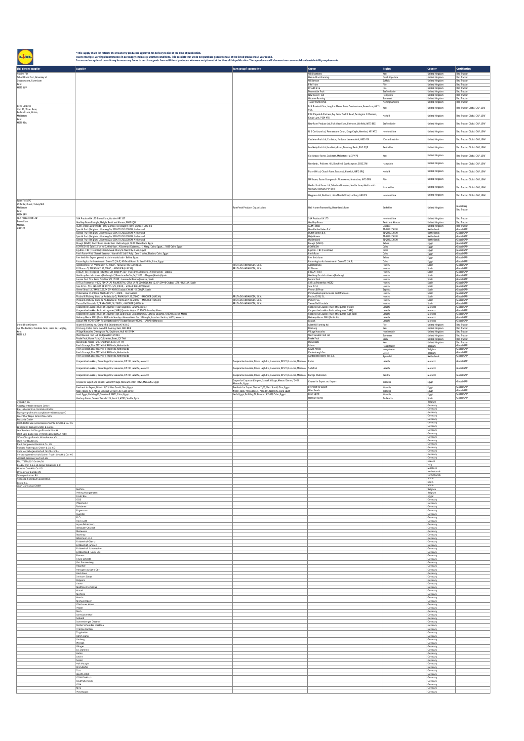*This supply chain list reflects the strawberry producers approved for delivery to Lidl at the time of publication.
Due to multiple, varying circumstances in our supply chains e.g. weather conditions, it is possible that we do not purchase goods from all of the listed producers all year round.
In rare and exceptional cases it may be necessary for us to purchase goods from additional producers who were not planned at the time of this publication. These producers will also meet our commercial and sustainability requirements.

| Lidl tier one supplier | Supplier | Farm group/ cooperative | Grower | Region | Country | Certification |
|---|---|---|---|---|---|---|
| Asplins PO, School Farm Oast, Graveney rd, Goodnestone, Faversham, Kent, ME13 8UP | | | WB Chambers | Kent | United Kingdom | Red Tractor |
| | | | Harold Fruit Farming | Cambridgeshire | United Kingdom | Red Tractor |
| | | | Williamson | Suffolk | United Kingdom | Red Tractor |
| | | | Fife Fruits | Fife | United Kingdom | Red Tractor |
| | | | R.Todd & Co | Fife | United Kingdom | Red Tractor |
| | | | Dearnsdale Fruit | Staffordshire | United Kingdom | Red Tractor |
| | | | New Forest Fruit | Hampshire | United Kingdom | Red Tractor |
| | | | Osborne Farming | Somerset | United Kingdom | Red Tractor |
| | | | Tasker Partnership | Nottinghamshire | United Kingdom | Red Tractor |
| Berry Gardens, Unit 28, Wares Farm, Redwall Lane, Linton, Maidstone, Kent, ME17 4BA | | | B. R. Brooks & Son, Langdon Manor Farm, Goodnestone, Faversham, ME13 9DA | Kent | United Kingdom | Red Tractor, Global GAP, LEAF |
| | | | R W Walpole & Partners, Ivy Farm, Tuckhill Road, Terrington St Clement, King's Lynn, PE34 4PX | Norfolk | United Kingdom | Red Tractor, Global GAP, LEAF |
| | | | New Farm Produce Ltd, Park View Farm, Elmhurst, Lichfield, WS13 8EX | Staffordshire | United Kingdom | Red Tractor, Global GAP, LEAF |
| | | | N. J. Cockburn Ltd, Pennoxstone Court, Kings Caple, Hereford, HR1 4TX | Herefordshire | United Kingdom | Red Tractor, Global GAP, LEAF |
| | | | Castleton Fruit Ltd, Castleton, Fordoun, Laurencekirk, AB30 1JX | Kincardineshire | United Kingdom | Red Tractor, Global GAP, LEAF |
| | | | Leadketty Fruit Ltd, Leadketty Farm, Dunning, Perth, PH2 0QP | Perthshire | United Kingdom | Red Tractor, Global GAP, LEAF |
| | | | Clockhouse Farms, Coxheath, Maidstone, ME17 4PB | Kent | United Kingdom | Red Tractor, Global GAP, LEAF |
| | | | Westlands, Pickets Hill, Shedfield, Southampton, SO32 2JW | Hampshire | United Kingdom | Red Tractor, Global GAP, LEAF |
| | | | Place UK Ltd, Church Farm, Tunstead, Norwich, NR12 8RQ | Norfolk | United Kingdom | Red Tractor, Global GAP, LEAF |
| | | | SM Brown, Easter Grangemuir, Pittenweem, Anstruther, KY10 2RB | Fife | United Kingdom | Red Tractor, Global GAP, LEAF |
| | | | Medlar Fruit Farms Ltd, Salarium Nurseries, Medlar Lane, Medlar with Wesham, Kirkham, PR4 3HB | Lancashire | United Kingdom | Red Tractor, Global GAP, LEAF |
| | | | Haygrove Ltd, Redbank, Little Marcle Road, Ledbury, HR8 2JL | Herefordshire | United Kingdom | Red Tractor, Global GAP, LEAF |
| Farm Fresh PO, 29 Turkey Court, Turkey Mill, Maidstone, Kent, ME14 5PP | | FarmFresh Producer Organisation | Hall Hunter Partnership, Heathlands Farm | Berkshire | United Kingdom | Global Gap, Red Tractor |
| S&A Produce UK LTD, Brook Farm, Marden, HR1 3ET | S&A Produce UK LTD Brook Farm, Marden HR1 3ET | | S&A Produce UK LTD | Herefordshire | United Kingdom | Red Tractor |
| | Geoffrey Bruce Balmyle, Meigle, Perth and Kinross, PH12 8QU | | Geoffrey Bruce | Perth and Kinross | United Kingdom | Red Tractor |
| | AGM Forbes East Denside Farm, Monikie, By Broughty Ferry, Dundee, DD5 3RE | | AGM Forbes | Dundee | United Kingdom | Red Tractor |
| | Special Fruit (Belgium) Uitleeweg 3A, 5305 TD ZUILICHEM, Netherland | | Hendrix Aardbeien B.V | TD ZUILICHEM | Netherlands | Global GAP |
| | Special Fruit (Belgium) Uitleeweg 3A, 5305 TD ZUILICHEM, Netherland | | Dutch Berries B.V. | TD ZUILICHEM | Netherlands | Global GAP |
| | Special Fruit (Belgium) Uitleeweg 3A, 5305 TD ZUILICHEM, Netherland | | Hajo Grower | TD ZUILICHEM | Netherlands | Global GAP |
| | Special Fruit (Belgium) Uitleeweg 3A, 5305 TD ZUILICHEM, Netherland | | Wartendonk | TD ZUILICHEM | Netherlands | Global GAP |
| | Biogaji (NOVO) Badr2 Farm - Markz Badr - Behira Egypt; 0000 Markz Badr, Egypt | | Biogaji (NOVO) | Behira | Egypt | Global GAP |
| | EGYFRESH 16 Zain St, Flat No 3, third floor, Alfasaera Alkhadema_, El Waag, Cairo, Egypt, , 11833 Cairo, Egypt | | EGYFRESH | Cairo | Egypt | Global GAP |
| | EgyNile - FBC (Fresh Box) 38 Mahmoud Khatry St. Nasr City, Cairo, Egypt | | EgyNile - FBC (Fresh Box) | Cairo | Egypt | Global GAP |
| | Fresh Farm 4 Abd Elfattel Saabouni, Manshit El Saad El Waly, Geer El swiss, Elsalam, Cairo, Egypt | | Fresh Farm | Cairo | Egypt | Global GAP |
| | Ever fresh For Export gaaouda elsahrir- markz badr - Behira, Egypt | | Ever fresh farm | Behira | Egypt | Global GAP |
| | Future Agrico for Investment - Green 12 (S.A.E.) 16 Gwad Hosni St, Kasr El-Nile, Cairo, Egypt | | Future Agrico for investment - Green 12 (S.A.E.) | Cairo | Egypt | Global GAP |
| | Agromolinillo C/ PARAGUAY, 16, 21800 - MOGUER (HUELVA)Spain | FRUTAS DE ANDALUCIA, S.C.A | Agromolinillo | Huelva | Spain | Global GAP |
| | El Pilonar C/ PARAGUAY, 16, 21800 - MOGUER (HUELVA) | FRUTAS DE ANDALUCIA, S.C.A | El Pilonar | Huelva | Spain | Global GAP |
| | ERILLA FRUIT Polígono Industrial San Jorge Nº 289 - Palos De La Frontera 21810(Huelva) - España | | ERILLA FRUIT | Huelva | Spain | Global GAP |
| | Garrido y Garcia La Huerta (Surberry) - C/ Francisco Garfias, 14, 21800, - Moguer (Huelva)Spain | | Garrido y Garcia La Huerta (Surberry) | Huelva | Spain | Global GAP |
| | Lucena Fruit Ctra. Santa Catalina, S/N, 21820 - Lucena del Puerto (Huelva), Spain | | Lucena Fruit | Huelva | Spain | Global GAP |
| | SAT Las Palmeritas H0092 FINCA LAS PALMERITAS. CTRA. LA REDONDELA KM 1,2, CP: 21440 Ciudad: LEPE - HUELVA, Spain | | SAT Las Palmeritas H0092 | Huelva | Spain | Global GAP |
| | Jose S.C.A. - POL. IND. LOS ARROYOS, S/N, 21800, - MOGUER (HUELVA)Spain | | Jose S.C.A. | Huelva | Spain | Global GAP |
| | Green Ethos SL C/ MADEJAS, 14 CP: 40200 Ciudad: CHANE - SEGOVIA. Spain | | Viveros El Pinar | Segovia | Spain | Global GAP |
| | Peñalhueka C/ Antonio Machado Nº47, , 21510, - HuelvaSpain | | Peñalhueka Exportaciones Hortofrutícolas | Huelva | Spain | Global GAP |
| | Picabol & Piclerry (Fruta de Andalucia) C/ PARAGUAY, 16, 21800, - MOGUER (HUELVA) | FRUTAS DE ANDALUCIA, S.C.A | Picabol 2015, S.L. | Huelva | Spain | Global GAP |
| | Picabol & Piclerry (Fruta de Andalucia) C/ PARAGUAY, 16, 21800, - MOGUER (HUELVA) | FRUTAS DE ANDALUCIA, S.C.A | Pilberry S.L. | Huelva | Spain | Global GAP |
| | Tierras Del Condado C/ PARAGUAY, 16, 21800, - MOGUER (HUELVA) | FRUTAS DE ANDALUCIA, S.C.A | Tierras Del Condado | Huelva | Spain | Global GAP |
| | Cooperative Loukkos Fruits et Legumes (Frulux) Laghdira, Larache, Maroc | | Cooperative Loukkos Fruits et Legumes (Frulux) | Larache | Morocco | Global GAP |
| | Cooperative Loukkos Fruits et Legumes (SARL) Quartier Hejira 17, 90000 Larache, Maroc | | Cooperative Loukkos Fruits et Legumes (SARL) | Larache | Morocco | Global GAP |
| | Cooperative Loukkos Fruits et Legumes (Agil Zaid) Douar Ouled Hammou Lghaba, Lousamra, 92000 Larache, Maroc | | Cooperative Loukkos Fruits et Legumes (Agil Zaid) | Larache | Morocco | Global GAP |
| | Natberry Maroc SARL (Vestfa SL) Route Moulay - Bousselham Km. 13 Douagla, Larache - Kenitra, 14000, Morocco | | Natberry Maroc SARL (Vestfa SL) | Larache | Morocco | Global GAP |
| | Lusagel KM 100+800 N4 Route Nationale N°1 Rabat/Tanger, 92000, - LARACHEMorocco | | Lusagel | Larache | Morocco | Global GAP |
| United Fruit Growers, c/o The Fruitery, Oakdene Farm, Leeds Rd, Langley, Kent, ME17 3LT | AlbanHill Farming ltd, Grange Rd, St Andrews KY16 8LG | | AlbanHill Farming ltd | Fife | United Kingdom | Red Tractor |
| | D G Long, Childs Farm, main Rd, Coxling, Kent, ME18 5DR | | D G Long | Kent | United Kingdom | Red Tractor |
| | Village Nurseries, Ottringham Rd, Keyingham, Hull HU12 9RX | | Village Nurseries | Humberside | United Kingdom | Red Tractor |
| | West Newton Fruit Ltd, Bridgwater TA7 0SN | | West Newton Fruit Ltd | Somerset | United Kingdom | Red Tractor |
| | Peake Fruit, Home Farm, Colchester, Essex, C07 7NA | | Peake Fruit | Essex | United Kingdom | Red Tractor |
| | Mansfields, Nickle Farm, Chartham, Kent, CT4 7PF | | Mansfields | Kent | United Kingdom | Red Tractor |
| | Fresh Concept, Ebac 5132 4814, RN Breda, Netherlands | | Labres | Hoogstraten | Belgium | Global GAP |
| | Fresh Concept, Ebac 5132 4814, RN Breda, Netherlands | | Koyen Alfons | Hoogstraten | Belgium | Global GAP |
| | Fresh Concept, Ebac 5132 4814, RN Breda, Netherlands | | Vandenbergh Jan | Dessel | Belgium | Global GAP |
| | Fresh Concept, Ebac 5132 4814, RN Breda, Netherlands | | Aardbeienkwekerij Bas B.V. | Sprundel | Netherlands | Global GAP |
| | Cooperative Loukkos, Douar Laghdira, Lousamra, BP 231, Larache, Morocco | Cooperative Loukkos, Douar Laghdira, Lousamra, BP 231, Larache, Morocco | Frulux | Larache | Morocco | Global GAP |
| | Cooperative Loukkos, Douar Laghdira, Lousamra, BP 231, Larache, Morocco | Cooperative Loukkos, Douar Laghdira, Lousamra, BP 231, Larache, Morocco | Sodafruit | Larache | Morocco | Global GAP |
| | Cooperative Loukkos, Douar Laghdira, Lousamra, BP 231, Larache, Morocco | Cooperative Loukkos, Douar Laghdira, Lousamra, BP 231, Larache, Morocco | Barriga Abderslam | Kenitra | Morocco | Global GAP |
| | Crepes for Export and Import, Sanafi Village, Menouf Center, 12421, Menoufia, Egypt | Crepes for Export and Import, Sanafi Village, Menouf Center, 12421, Menoufia, Egypt | Crepes for Export and Import | Menofia | Egypt | Global GAP |
| | Everfresh for Export, District 11/15, West Somid, Giza, Egypt | Everfresh for Export, District 11/15, West Somid, Giza, Egypt | Everfresh for Export | Menofia | Egypt | Global GAP |
| | Nilos Foods, 49 El Abbas, El Akkad St, Nasr City, Cairo Egypt | Nilos Foods, 49 El Abbas, El Akkad St, Nasr City, Cairo Egypt | Nilos Foods | Menofia | Egypt | Global GAP |
| | Leafs Egypt, Building 71, Streeme 9 12421, Cairo, Egypt | Leafs Egypt, Building 71, Streeme 9 12421, Cairo, Egypt | Leafs Egypt | Menofia | Egypt | Global GAP |
| | Hanbury Farms, Genaro Parlade 12A, Local 5, 41013, Sevilla, Spain | | Hanbury Farms | Andalucia | Spain | Global GAP |
| VERGRO NV | | | | | Belgium | |
| Absatzzentrale Kempen GmbH | | | | | Germany | |
| Bio-Lebensmittel-Vertriebs GmbH | | | | | Germany | |
| Erzeugergroßmarkt Langförden-Oldenburg eG | | | | | Germany | |
| Fruchthof Nagel GmbH Neu-Ulm | | | | | Germany | |
| Frutania GmbH | | | | | Germany | |
| Kirchdorfer Spargel & Beerenfrüchte GmbH & Co. KG | | | | | Germany | |
| Landmarkt Gänger GmbH & Co KG | | | | | Germany | |
| Leo Randeraths Obstgroßhandel GmbH | | | | | Germany | |
| Obst vom Bodensee Vertriebsgesellschaft mbH | | | | | Germany | |
| OGM Obstgroßmarkt Mittelbaden eG | | | | | Germany | |
| OGV Nordbaden eG | | | | | Germany | |
| Paul Kempowski GmbH & Co. KG | | | | | Germany | |
| Richard Pickenpack GmbH & Co. KG | | | | | Germany | |
| Vees Vertriebsgesellschaft für Obst mbH | | | | | Germany | |
| Verkaufsgemeinschaft Salem-Frucht GmbH & Co. KG | | | | | Germany | |
| vitOtsch Gemüse-Vertrieb eG | | | | | Germany | |
| FRUITSERVICE GmbH/Srl | | | | | Greece | |
| BELFRUT S.a.s. di Zelger Johannes & C. | | | | | Italy | |
| Hortifrut GmbH & Co. KG | | | | | Morocco | |
| Driscoll's of Europe BV | | | | | Netherlands | |
| Scherpenhuizen BV | | | | | Netherlands | |
| Anecoop Sociedad Cooperativa | | | | | Spain | |
| Costa B.V. | | | | | Spain | |
| Juan García Lax GmbH | | | | | Spain | |
| | BelOrta | | | | Belgium | |
| | Veiling Hoogstraten | | | | Belgium | |
| | Fresh Box | | | | Egypt | |
| | OGS | | | | Germany | |
| | Pfalzmarkt | | | | Germany | |
| | Rohdener | | | | Germany | |
| | Engemann | | | | Germany | |
| | Querdel | | | | Germany | |
| | ELO | | | | Germany | |
| | HG Frucht | | | | Germany | |
| | Heyer-Böckmann | | | | Germany | |
| | Bernsader Obsthof | | | | Germany | |
| | Werlevens | | | | Germany | |
| | Bockhop | | | | Germany | |
| | Böckmann H-A | | | | Germany | |
| | Erdbeerhof Glantz | | | | Germany | |
| | Erdbeerhof Jansen | | | | Germany | |
| | Erdbeerhof Schumacher | | | | Germany | |
| | Erdbeerland Funck GbR | | | | Germany | |
| | Fennert | | | | Germany | |
| | Frank Schmitt | | | | Germany | |
| | Gut Sonnenberg | | | | Germany | |
| | Hegehof | | | | Germany | |
| | Henzgens & Sohn Gbr | | | | Germany | |
| | Hochhaus | | | | Germany | |
| | Janssen Elmar | | | | Germany | |
| | Kuppers | | | | Germany | |
| | Lievre | | | | Germany | |
| | Matthias Clemenz | | | | Germany | |
| | Mauel | | | | Germany | |
| | Mertens | | | | Germany | |
| | Mertin | | | | Germany | |
| | Michael Hüger | | | | Germany | |
| | Obstbauer Kraus | | | | Germany | |
| | Petzer | | | | Germany | |
| | Rech | | | | Germany | |
| | Schmücker Hof | | | | Germany | |
| | Seibold | | | | Germany | |
| | Sonnenberger Obsthof | | | | Germany | |
| | Stefan Schneider Obstbau | | | | Germany | |
| | Thomas Kütten | | | | Germany | |
| | Topphede | | | | Germany | |
| | Ulrich Berrn | | | | Germany | |
| | Umberg | | | | Germany | |
| | Wendel | | | | Germany | |
| | Gänger | | | | Germany | |
| | EB, Dammin | | | | Germany | |
| | Hallen | | | | Germany | |
| | Laicht | | | | Germany | |
| | Senter | | | | Germany | |
| | Hof Meuglin | | | | Germany | |
| | Kirchdorfer | | | | Germany | |
| | Zott | | | | Germany | |
| | BayWa Obst | | | | Germany | |
| | OGM Eimeldingen | | | | Germany | |
| | OGM Oberkirch | | | | Germany | |
| | OGA | | | | Germany | |
| | MAL | | | | Germany | |
| | Pickenpack | | | | Germany | |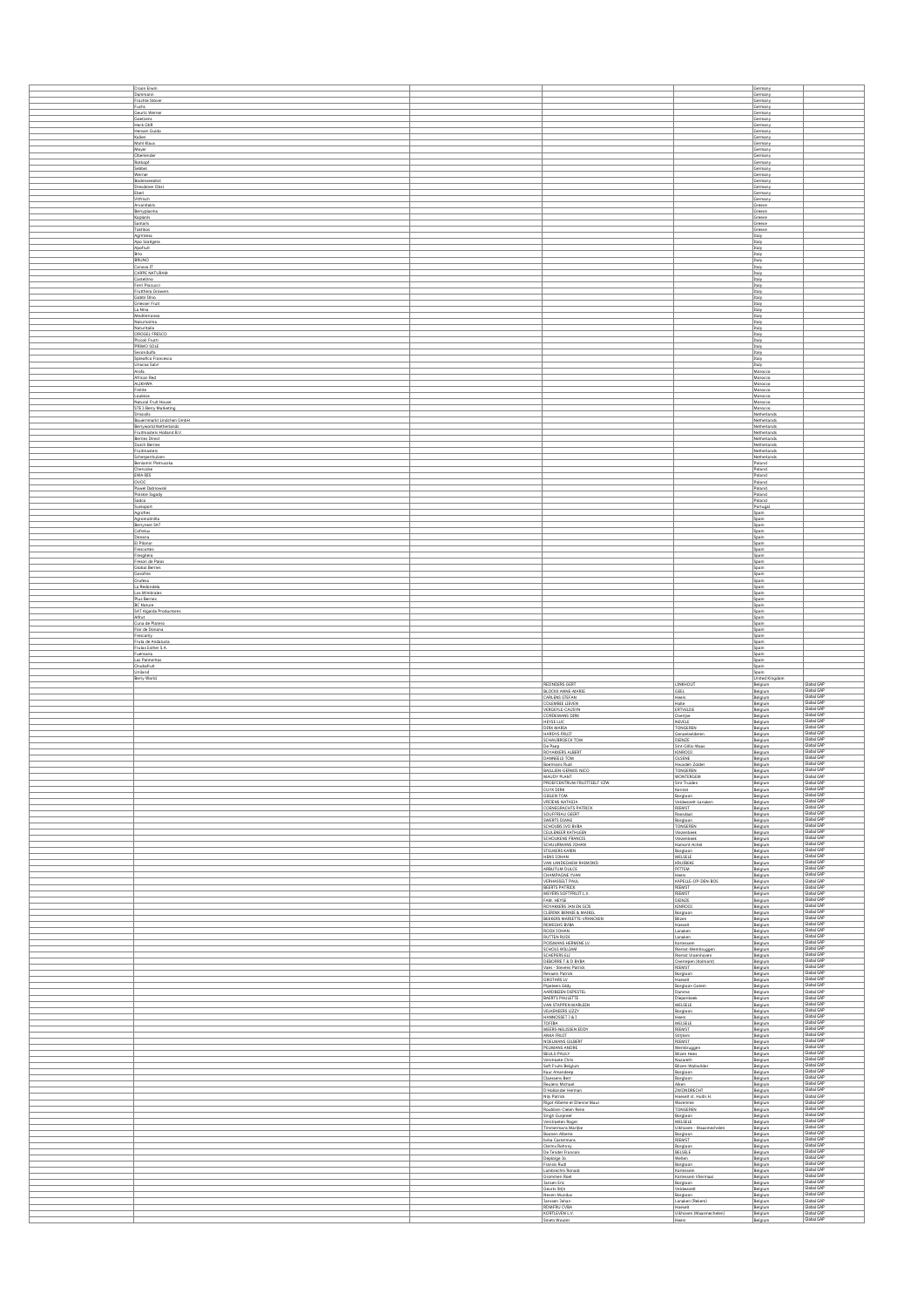| | | | | | |
|---|---|---|---|---|---|
| Croon Erwin | | | | Germany | |
| Dammann | | | | Germany | |
| Früchte Stöver | | | | Germany | |
| Fuchs | | | | Germany | |
| Geurtz Werner | | | | Germany | |
| Geerzens | | | | Germany | |
| Heck GbR | | | | Germany | |
| Hensen Guido | | | | Germany | |
| Kalles | | | | Germany | |
| Mühl Klaus | | | | Germany | |
| Meyer | | | | Germany | |
| Oberlender | | | | Germany | |
| Rotkopf | | | | Germany | |
| Seibel | | | | Germany | |
| Weimer | | | | Germany | |
| Bodenseeobst | | | | Germany | |
| Dresdener Obst | | | | Germany | |
| Elbeil | | | | Germany | |
| Vitfrisch | | | | Germany | |
| Arvanitakis | | | | Greece | |
| Berryplasma | | | | Greece | |
| Kaplanis | | | | Greece | |
| Sakkaris | | | | Greece | |
| Tsiribos | | | | Greece | |
| Agrintesa | | | | Italy | |
| Apo Scaligera | | | | Italy | |
| Apofruit | | | | Italy | |
| Brio | | | | Italy | |
| BRUNO | | | | Italy | |
| Conserva IT | | | | Italy | |
| CARPE NATURAM | | | | Italy | |
| Castellino | | | | Italy | |
| Ferri Piazzucci | | | | Italy | |
| Fruitteria Growers | | | | Italy | |
| Gobbi Dino | | | | Italy | |
| Griesser Fruit | | | | Italy | |
| La Mira | | | | Italy | |
| Mediterranee | | | | Italy | |
| Naturitalia | | | | Italy | |
| Naturitalia | | | | Italy | |
| ORIOGEL FRESCO | | | | Italy | |
| Pozzati Frutti | | | | Italy | |
| PRIMO SOLE | | | | Italy | |
| Secondiuffe | | | | Italy | |
| Spreafico Francesco | | | | Italy | |
| Unacoa Salvi | | | | Italy | |
| Arola | | | | Morocco | |
| African Red | | | | Morocco | |
| ALBIHWA | | | | Morocco | |
| Freshe | | | | Morocco | |
| Loukkos | | | | Morocco | |
| Natural Fruit House | | | | Morocco | |
| STE 3 Berry Marketing | | | | Morocco | |
| Driscolls | | | | Netherlands | |
| Bauernmarkt Lindchen GmbH | | | | Netherlands | |
| Berryworld Netherlands | | | | Netherlands | |
| Fruitmasters Holland B.V. | | | | Netherlands | |
| Berries Direct | | | | Netherlands | |
| Dutch Berries | | | | Netherlands | |
| Fruitmasters | | | | Netherlands | |
| Scheepenhuizen | | | | Netherlands | |
| Beniamin Pietruszka | | | | Poland | |
| Chenszke | | | | Poland | |
| EWA-BIS | | | | Poland | |
| OVOC | | | | Poland | |
| Pawel Dabrowski | | | | Poland | |
| Polskie Jagody | | | | Poland | |
| Sadna | | | | Poland | |
| Suasport | | | | Portugal | |
| Agrofres | | | | Spain | |
| Agromolinillo | | | | Spain | |
| Berrynest SAT | | | | Spain | |
| Cofresa | | | | Spain | |
| Donana | | | | Spain | |
| El Pilonar | | | | Spain | |
| Frescanies | | | | Spain | |
| Freeglass | | | | Spain | |
| Freson de Palos | | | | Spain | |
| Global Berries | | | | Spain | |
| Gessfres | | | | Spain | |
| Grufesa | | | | Spain | |
| La Redondela | | | | Spain | |
| Las Membrales | | | | Spain | |
| Plus Berries | | | | Spain | |
| RC Nature | | | | Spain | |
| SAT Algarda Productores | | | | Spain | |
| Athus | | | | Spain | |
| Cuna de Platero | | | | Spain | |
| Flor de Donana | | | | Spain | |
| Frescanity | | | | Spain | |
| Fruta de Andalucia | | | | Spain | |
| Frutas Esther S.A. | | | | Spain | |
| Fuenvana | | | | Spain | |
| Las Palmeritas | | | | Spain | |
| Onubafruit | | | | Spain | |
| Unilamd | | | | Spain | |
| Berry World | | | | United Kingdom | |
| | | REYNDERS GERT | LINKHOUT | Belgium | Global GAP |
| | | BLOCKX ANNE-MARIE | GEEL | Belgium | Global GAP |
| | | CARLENS STEFAN | Heers | Belgium | Global GAP |
| | | COLEMBIE LIEVEN | Halle | Belgium | Global GAP |
| | | VERGEYLE-CAUSYN | ERTVELDE | Belgium | Global GAP |
| | | CORDEMANS DIRK | Overijse | Belgium | Global GAP |
| | | HEYSE LUC | NEVELE | Belgium | Global GAP |
| | | DIRK MARIA | TONGEREN | Belgium | Global GAP |
| | | HARDYS FRUIT | Geraardsbergen | Belgium | Global GAP |
| | | SCHAUBROECK TOM | DEINZE | Belgium | Global GAP |
| | | De Paep | Sint-Gillis-Waas | Belgium | Global GAP |
| | | ROYAKKERS ALBERT | KINROOI | Belgium | Global GAP |
| | | DANNEELS TOM | OLSENE | Belgium | Global GAP |
| | | Beermans Rudi | Heusden-Zolder | Belgium | Global GAP |
| | | BAELLIEN-GIJBELS NICO | TONGEREN | Belgium | Global GAP |
| | | MAUDY PLANT | WONTERGEM | Belgium | Global GAP |
| | | PROEFCENTRUM FRUITTEELT VZW | Sint Truiden | Belgium | Global GAP |
| | | CUYK DIRK | Kermt | Belgium | Global GAP |
| | | GIELEN TOM | Borgloon | Belgium | Global GAP |
| | | VRIJENS NATASJA | Veldwezelt-Lanaken | Belgium | Global GAP |
| | | COENEGRACHTS PATRICK | REEMST | Belgium | Global GAP |
| | | SOUFFREAU GEERT | Poesdaal | Belgium | Global GAP |
| | | SWERTS DIANE | Borgloon | Belgium | Global GAP |
| | | SCHOUBS CVD BVBA | TONGEREN | Belgium | Global GAP |
| | | CEULEMEER KATHLEEN | Vlezenbeek | Belgium | Global GAP |
| | | SCHOUKENS FRANCES | Vlezenbeek | Belgium | Global GAP |
| | | SCHUURMANS JOHAN | Hamont-Achel | Belgium | Global GAP |
| | | STEUKERS KAREN | Borgloon | Belgium | Global GAP |
| | | HENS JOHAN | MELSELE | Belgium | Global GAP |
| | | VAN LANDEGHEM RAIMOND | KRUIBEKE | Belgium | Global GAP |
| | | ARBUTUM DULCE | PITTEM | Belgium | Global GAP |
| | | CHAMPAGNE YVAN | Heers | Belgium | Global GAP |
| | | VERHASSELT PAUL | KAPELLE-OP-DEN-BOS | Belgium | Global GAP |
| | | BEERTS PATRICK | REEMST | Belgium | Global GAP |
| | | MEYERS SOFTFRUIT L.V. | REEMST | Belgium | Global GAP |
| | | FAM. HEYSE | DEINZE | Belgium | Global GAP |
| | | ROYAKKERS JANSEN GEIS | KINROOI | Belgium | Global GAP |
| | | CLERENS-BENNIE & MADEEL | Borgloon | Belgium | Global GAP |
| | | BEKKERS MARIETTE-VRANCKEN | Bilzen | Belgium | Global GAP |
| | | REWEGHS BVBA | Hasselt | Belgium | Global GAP |
| | | ROOX JOHAN | Lanaken | Belgium | Global GAP |
| | | RUTTEN RUDI | Lanaken | Belgium | Global GAP |
| | | POESMANS HERMINE LV | Kortessem | Belgium | Global GAP |
| | | SCHOLS WILLIAM | Riemst-Membruggen | Belgium | Global GAP |
| | | SCHEPERS ELI | Riemst Vroenhoven | Belgium | Global GAP |
| | | DEBORRE F & D BVBA | Overrepen (Kolmont) | Belgium | Global GAP |
| | | Vaes - Steveni Patricia | REEMST | Belgium | Global GAP |
| | | Renaers Patrick | Borgloon | Belgium | Global GAP |
| | | GROTARS LV | Hasselt | Belgium | Global GAP |
| | | Pipeleers Eddy | Borgloon Gotem | Belgium | Global GAP |
| | | AARDBEIEN DEPESTEL | Damme | Belgium | Global GAP |
| | | BAERTS PAULETTE | Diepenbeek | Belgium | Global GAP |
| | | VAN STAPPEN MARLEEN | MELSELE | Belgium | Global GAP |
| | | VELKENEERS LIZZY | Borgloon | Belgium | Global GAP |
| | | HANNOSSET J & J | Heers | Belgium | Global GAP |
| | | TOFIBA | MELSELE | Belgium | Global GAP |
| | | MEERS-WILSSEN EDDY | REEMST | Belgium | Global GAP |
| | | ANKA FRUIT | Smijters | Belgium | Global GAP |
| | | NOELMANS GILBERT | REEMST | Belgium | Global GAP |
| | | PEUMANS ANDRE | Membruggen | Belgium | Global GAP |
| | | BEULS PAULY | Bilzen Hees | Belgium | Global GAP |
| | | Verstraete Chris | Nazareth | Belgium | Global GAP |
| | | Soft Fruits Belgium | Bilzen-Waltwilder | Belgium | Global GAP |
| | | Kaur Amandeep | Borgloon | Belgium | Global GAP |
| | | Claessens Bert | Borgloon | Belgium | Global GAP |
| | | Reulens Michael | Alken | Belgium | Global GAP |
| | | D'Hollander Herman | ZWIJNDRECHT | Belgium | Global GAP |
| | | Nijs Patrick | Hasselt st. Huibr. H. | Belgium | Global GAP |
| | | Pigot Alberte et Etienne Maur | Waremme | Belgium | Global GAP |
| | | Rouhben-Dielen Rene | TONGEREN | Belgium | Global GAP |
| | | Singh Gurpreet | Borgloon | Belgium | Global GAP |
| | | Verstraeten Roger | MELSELE | Belgium | Global GAP |
| | | Timmermans Marijke | Uikhoven - Maasmechelen | Belgium | Global GAP |
| | | Boenen Alberte | Borgloon | Belgium | Global GAP |
| | | Ivita Castermans | REEMST | Belgium | Global GAP |
| | | Clerens Rohnny | Borgloon | Belgium | Global GAP |
| | | De Tender Francois | BESSELE | Belgium | Global GAP |
| | | Deprez Jo | Wellen | Belgium | Global GAP |
| | | Francis Rudi | Borgloon | Belgium | Global GAP |
| | | Lambrechts Ronald | Kortessem | Belgium | Global GAP |
| | | Grommen Roel | Kortessem Vliermaal | Belgium | Global GAP |
| | | Jansen Eric | Borgloon | Belgium | Global GAP |
| | | Geurts Stijn | Veldwezelt | Belgium | Global GAP |
| | | Neven-Mundus | Borgloon | Belgium | Global GAP |
| | | Janssen Johan | Lanaken (Rekem) | Belgium | Global GAP |
| | | REMFRU CVBA | Hasselt | Belgium | Global GAP |
| | | KORTLEVEN L.V. | Uikhoven (Maasmechelen) | Belgium | Global GAP |
| | | Smets Wouter | Heers | Belgium | Global GAP |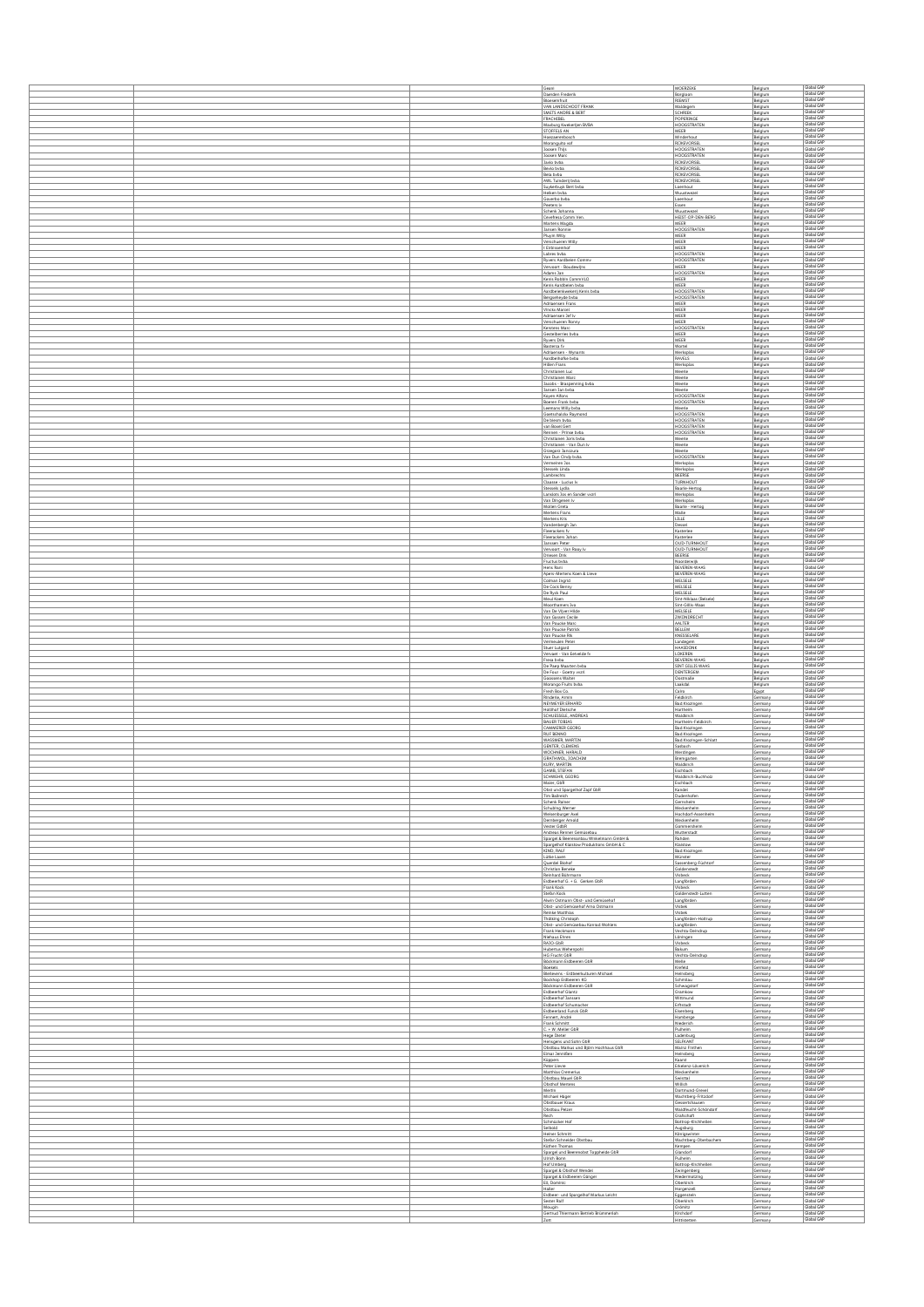| | | | | | |
|---|---|---|---|---|---|
| | | Geert | MOERZEKE | Belgium | Global GAP |
| | | Daenden Frederik | Borgloon | Belgium | Global GAP |
| | | Boesemfruit | REEMST | Belgium | Global GAP |
| | | VAN LANDSCHOOT FRANK | Waldegem | Belgium | Global GAP |
| | | SMETS ANDRE & BERT | SCHREEK | Belgium | Global GAP |
| | | FRACHEBEL | POPERINGE | Belgium | Global GAP |
| | | Wasburg Kwekerijen BVBA | HOOGSTRATEN | Belgium | Global GAP |
| | | STOFFELS AN | MEER | Belgium | Global GAP |
| | | Haesaerenbosch | Wilderhout | Belgium | Global GAP |
| | | Morangusta vof | RIJKEVORSEL | Belgium | Global GAP |
| | | Jooses Thijs | HOOGSTRATEN | Belgium | Global GAP |
| | | Joosen Marc | HOOGSTRATEN | Belgium | Global GAP |
| | | Jaxlo bvba | RIJKEVORSEL | Belgium | Global GAP |
| | | Bevlo bvba | RIJKEVORSEL | Belgium | Global GAP |
| | | Bela bvba | RIJKEVORSEL | Belgium | Global GAP |
| | | AWL Tuinderij bvba | RIJKEVORSEL | Belgium | Global GAP |
| | | Suykerbuyk Bert bvba | Loenhout | Belgium | Global GAP |
| | | Heikem bvba | Wuustwezel | Belgium | Global GAP |
| | | Govertse bvba | Loenhout | Belgium | Global GAP |
| | | Peeters Is | Essen | Belgium | Global GAP |
| | | Schenk Johanna | Wuustwezel | Belgium | Global GAP |
| | | Cevefresca Comm Ven. | HEIST-OP-DEN-BERG | Belgium | Global GAP |
| | | Martens Magda | MEER | Belgium | Global GAP |
| | | Jansen Ronnie | HOOGSTRATEN | Belgium | Global GAP |
| | | Pluym Willy | MEER | Belgium | Global GAP |
| | | Verschueren Willy | MEER | Belgium | Global GAP |
| | | t Eikhoevehof | MEER | Belgium | Global GAP |
| | | Labres bvba | HOOGSTRATEN | Belgium | Global GAP |
| | | Ryvers Aardbeien Commv | HOOGSTRATEN | Belgium | Global GAP |
| | | Vervoort - Boudewijns | MEER | Belgium | Global GAP |
| | | Adams Jan | HOOGSTRATEN | Belgium | Global GAP |
| | | Kerrs Robbie Comm.V.LO | MEER | Belgium | Global GAP |
| | | Kerrs Aardbeien bvba | MEER | Belgium | Global GAP |
| | | Aardbeienkwekerij Kerrs bvba | HOOGSTRATEN | Belgium | Global GAP |
| | | Bergoeheyde bvba | HOOGSTRATEN | Belgium | Global GAP |
| | | Adriaensen Frans | MEER | Belgium | Global GAP |
| | | Vinckx Marcel | MEER | Belgium | Global GAP |
| | | Adriaensen Jef tv | MEER | Belgium | Global GAP |
| | | Verschueren Ronny | MEER | Belgium | Global GAP |
| | | Kerstens Marc | HOOGSTRATEN | Belgium | Global GAP |
| | | Geselberries bvba | MEER | Belgium | Global GAP |
| | | Ryvers Dirk | MEER | Belgium | Global GAP |
| | | Bastiens fv | Wortel | Belgium | Global GAP |
| | | Adriaensen - Wynants | Merksplas | Belgium | Global GAP |
| | | Aardbeihoeve bvba | RAVELS | Belgium | Global GAP |
| | | Hillen Frans | Merksplas | Belgium | Global GAP |
| | | Christiaens Luc | Meerle | Belgium | Global GAP |
| | | Christiaens Marc | Meerle | Belgium | Global GAP |
| | | Jacobs - Brasperning bvba | Meerle | Belgium | Global GAP |
| | | Jansen Jan bvba | Meerle | Belgium | Global GAP |
| | | Kuyen Alfons | HOOGSTRATEN | Belgium | Global GAP |
| | | Boeren Frank bvba | HOOGSTRATEN | Belgium | Global GAP |
| | | Leemans Willy bvba | Meerle | Belgium | Global GAP |
| | | Goetschalckx Raymond | HOOGSTRATEN | Belgium | Global GAP |
| | | De bleren bvba | HOOGSTRATEN | Belgium | Global GAP |
| | | van Boxel Giet | HOOGSTRATEN | Belgium | Global GAP |
| | | Renneni - Prinse bvba | HOOGSTRATEN | Belgium | Global GAP |
| | | Christiaens Joris bvba | Meerle | Belgium | Global GAP |
| | | Christiaens - Van Dun tv | Meerle | Belgium | Global GAP |
| | | Grzegorz Tarszura | Meerle | Belgium | Global GAP |
| | | Van Dun Cindy bvba | HOOGSTRATEN | Belgium | Global GAP |
| | | Vermeiren Jos | Merksplas | Belgium | Global GAP |
| | | Steesels Linda | Merksplas | Belgium | Global GAP |
| | | Lambrechts | BEERSE | Belgium | Global GAP |
| | | Claasse - Luckas tv | TURNHOUT | Belgium | Global GAP |
| | | Steesels Lydia | Baarle-Hertog | Belgium | Global GAP |
| | | Lanslots Jos en Sonder vozt | Merksplas | Belgium | Global GAP |
| | | Van Dingenen tv | Merksplas | Belgium | Global GAP |
| | | Wolten Greta | Baarle - Hertog | Belgium | Global GAP |
| | | Mertens Frans | Malle | Belgium | Global GAP |
| | | Mertens Kris | LILLE | Belgium | Global GAP |
| | | Vandenbergh Jan | Dessel | Belgium | Global GAP |
| | | Fieerackers fv | Kasterlee | Belgium | Global GAP |
| | | Fieerackers Johan | Kasterlee | Belgium | Global GAP |
| | | Janssen Peter | OUD-TURNHOUT | Belgium | Global GAP |
| | | Vervoort - Van Reay tv | OUD-TURNHOUT | Belgium | Global GAP |
| | | Driesen Dirk | BEERSE | Belgium | Global GAP |
| | | Fructus bvba | Waarderwijk | Belgium | Global GAP |
| | | Hans Roni | BEVEREN-WAAS | Belgium | Global GAP |
| | | Apers-Mertens Koen & Lieve | BEVEREN-WAAS | Belgium | Global GAP |
| | | Colman Ingrid | MELSELE | Belgium | Global GAP |
| | | De Cock Benny | MELSELE | Belgium | Global GAP |
| | | De Ryck Paul | MELSELE | Belgium | Global GAP |
| | | Meul Koen | Sint-Niklaas (Belsele) | Belgium | Global GAP |
| | | Moorthamers Ivo | Sint-Gillis-Waas | Belgium | Global GAP |
| | | Van De Vijver Hilde | MELSELE | Belgium | Global GAP |
| | | Van Gassen Cecile | ZWIJNDRECHT | Belgium | Global GAP |
| | | Van Poucke Marc | AALTER | Belgium | Global GAP |
| | | Van Poucke Patrick | BELLEM | Belgium | Global GAP |
| | | Van Poucke Rik | KNESSELARE | Belgium | Global GAP |
| | | Vermeulen Peter | Landegem | Belgium | Global GAP |
| | | Stuer Lutgard | HAASDONK | Belgium | Global GAP |
| | | Vervaet - Van Eetvelde fv | LOKEREN | Belgium | Global GAP |
| | | Freза bvba | BEVEREN-WAAS | Belgium | Global GAP |
| | | De Paep Maarten bvba | SINT GILLIS WAAS | Belgium | Global GAP |
| | | De Feul - Goetry vozt | DENTERGEM | Belgium | Global GAP |
| | | Goossens Walter | Oostmalle | Belgium | Global GAP |
| | | Morango Fruits bvba | Laakdal | Belgium | Global GAP |
| | | Fresh Bee Co. | Cairo | Egypt | Global GAP |
| | | Rinderle, Armin | Feldkirch | Germany | Global GAP |
| | | NEYMEYER ERHARD | Bad Krozingen | Germany | Global GAP |
| | | Hallhof Dietsche | Hartheim | Germany | Global GAP |
| | | SCHLIESSELE, ANDREAS | Waldkirch | Germany | Global GAP |
| | | BAUER TOBIAS | Hartheim-Feldkirch | Germany | Global GAP |
| | | CAMMERER GEORG | Bad Krozingen | Germany | Global GAP |
| | | RUF BENNO | Bad Krozingen | Germany | Global GAP |
| | | WASSMER, MARTIN | Bad Krozingen-Schlatt | Germany | Global GAP |
| | | GENTER, CLEMENS | Sasbach | Germany | Global GAP |
| | | WOCHNER, HARALD | Merdingen | Germany | Global GAP |
| | | GRATHWOL, JOACHIM | Breisgarten | Germany | Global GAP |
| | | KURY, MARTIN | Waldkirch | Germany | Global GAP |
| | | GAMB, STEFAN | Eschbach | Germany | Global GAP |
| | | SCHNEHR, GEORG | Waldkirch-Buchholz | Germany | Global GAP |
| | | Maier, GbR | Eschbach | Germany | Global GAP |
| | | Obst und Spargelhof Zapf GbR | Kandel | Germany | Global GAP |
| | | Tim Baltreich | Dudenhofen | Germany | Global GAP |
| | | Schenk Rainer | Gernsheim | Germany | Global GAP |
| | | Schuhring Werner | Weckenheim | Germany | Global GAP |
| | | Weisenburger Axel | Hochdorf-Assenheim | Germany | Global GAP |
| | | Dernberger Arnold | Weckenheim | Germany | Global GAP |
| | | Vester GdbR | Gommersheim | Germany | Global GAP |
| | | Andreas Renner Gemüsebau | Mutterstadt | Germany | Global GAP |
| | | Spargel & Beerenanbau Winkelmann GmbH & | Rahden | Germany | Global GAP |
| | | Spargelhof Klaistow Produktions GmbH & C | Klaistow | Germany | Global GAP |
| | | KIND, RALF | Bad Krozingen | Germany | Global GAP |
| | | Lütke Laxen | Münster | Germany | Global GAP |
| | | Quendel Bioho f | Sassenberg-Füchtorf | Germany | Global GAP |
| | | Christian Berwie | Geldenstedt | Germany | Global GAP |
| | | Reinhard Bührmann | Visbek | Germany | Global GAP |
| | | Erdbeerhof G. + G. Gerken GbR | Langförden | Germany | Global GAP |
| | | Frank Kock | Visbek | Germany | Global GAP |
| | | Stefan Kock | Goldenstedt-Lutten | Germany | Global GAP |
| | | Alwin Ostmann Obst- und Gemüsehof | Langförden | Germany | Global GAP |
| | | Obst- und Gemüsehof Anna Ostmann | Visbek | Germany | Global GAP |
| | | Reinke Matthias | Visbek | Germany | Global GAP |
| | | Thölking Christoph | Langförden-Holtrup | Germany | Global GAP |
| | | Obst- und Gemüsebau Konrad Wolters | Langförden | Germany | Global GAP |
| | | Frank Heckmann | Vechta-Deindrup | Germany | Global GAP |
| | | Niehaus Ehren | Löningen | Germany | Global GAP |
| | | RAZO GbR | Visbek | Germany | Global GAP |
| | | Hubertus Wehenpohl | Bakum | Germany | Global GAP |
| | | HG Frucht GbR | Vechta-Deindrup | Germany | Global GAP |
| | | Bockmann Erdbeeren GbR | Melle | Germany | Global GAP |
| | | Boekels | Krefeld | Germany | Global GAP |
| | | Beekevens - Erdbeerkulturen Michael | Heinsberg | Germany | Global GAP |
| | | Bockhop Erdbeeren KG | Schmilau | Germany | Global GAP |
| | | Bockmann Erdbeeren GbR | Schwagstorf | Germany | Global GAP |
| | | Erdbeerhof Glantz | Gramkow | Germany | Global GAP |
| | | Erdbeerhof Janssen | Wittmund | Germany | Global GAP |
| | | Erdbeerhof Schumacher | Erftstadt | Germany | Global GAP |
| | | Erdbeerland Fuchs GbR | Eisenberg | Germany | Global GAP |
| | | Fennert, André | Hamberge | Germany | Global GAP |
| | | Frank Schmitt | Niederich | Germany | Global GAP |
| | | C. + W. Meller GbR | Pulheim | Germany | Global GAP |
| | | Hege Dieter | Ladenburg | Germany | Global GAP |
| | | Henegens und Sohn GbR | SELFKANT | Germany | Global GAP |
| | | Obstbau Markus und Björn Hochhaus GbR | Mainz-Finthen | Germany | Global GAP |
| | | Elmas Jennifen | Heinsberg | Germany | Global GAP |
| | | Küppers | Kaarst | Germany | Global GAP |
| | | Peter Lierne | Erkelenz-Lövenich | Germany | Global GAP |
| | | Matthias Clemenius | Weckenheim | Germany | Global GAP |
| | | Obstbau Mauel GbR | Swisttal | Germany | Global GAP |
| | | Obsthof Mertens | Willich | Germany | Global GAP |
| | | Mertis | Dortmund-Grevel | Germany | Global GAP |
| | | Michael Häger | Wachtberg-Fritzdorf | Germany | Global GAP |
| | | Obstbauer Kraus | Geisenhausen | Germany | Global GAP |
| | | Obstbau Petzen | Waldfeucht-Schöndorf | Germany | Global GAP |
| | | Rech | Grafschaft | Germany | Global GAP |
| | | Schmücker Hof | Bottrop-Kirchhellen | Germany | Global GAP |
| | | Seibold | Augsburg | Germany | Global GAP |
| | | Heiner Schmitt | Königswinter | Germany | Global GAP |
| | | Stefan Schneider Obstbau | Wachtberg-Oberbachem | Germany | Global GAP |
| | | Kühnen Thomas | Kempen | Germany | Global GAP |
| | | Spargel und Beerenobst Topphede GbR | Glandorf | Germany | Global GAP |
| | | Ulrich Bono | Pulheim | Germany | Global GAP |
| | | Hof Umberg | Bottrop-Kirchhellen | Germany | Global GAP |
| | | Spargel & Obsthof Wendel | Zwingenberg | Germany | Global GAP |
| | | Spargel & Erdbeeren Gänger | Wiedenmarking | Germany | Global GAP |
| | | Ell, Dominic | Oberkirch | Germany | Global GAP |
| | | Haller | Horgenzell | Germany | Global GAP |
| | | Erdbeer- und Spargelhof Markus Leicht | Eggenstein | Germany | Global GAP |
| | | Sester Ralf | Oberkirch | Germany | Global GAP |
| | | Mougin | Grömitz | Germany | Global GAP |
| | | Gertrud Thiermann Betrieb Brümmerlah | Kirchdorf | Germany | Global GAP |
| | | Zott | Hilzstetten | Germany | Global GAP |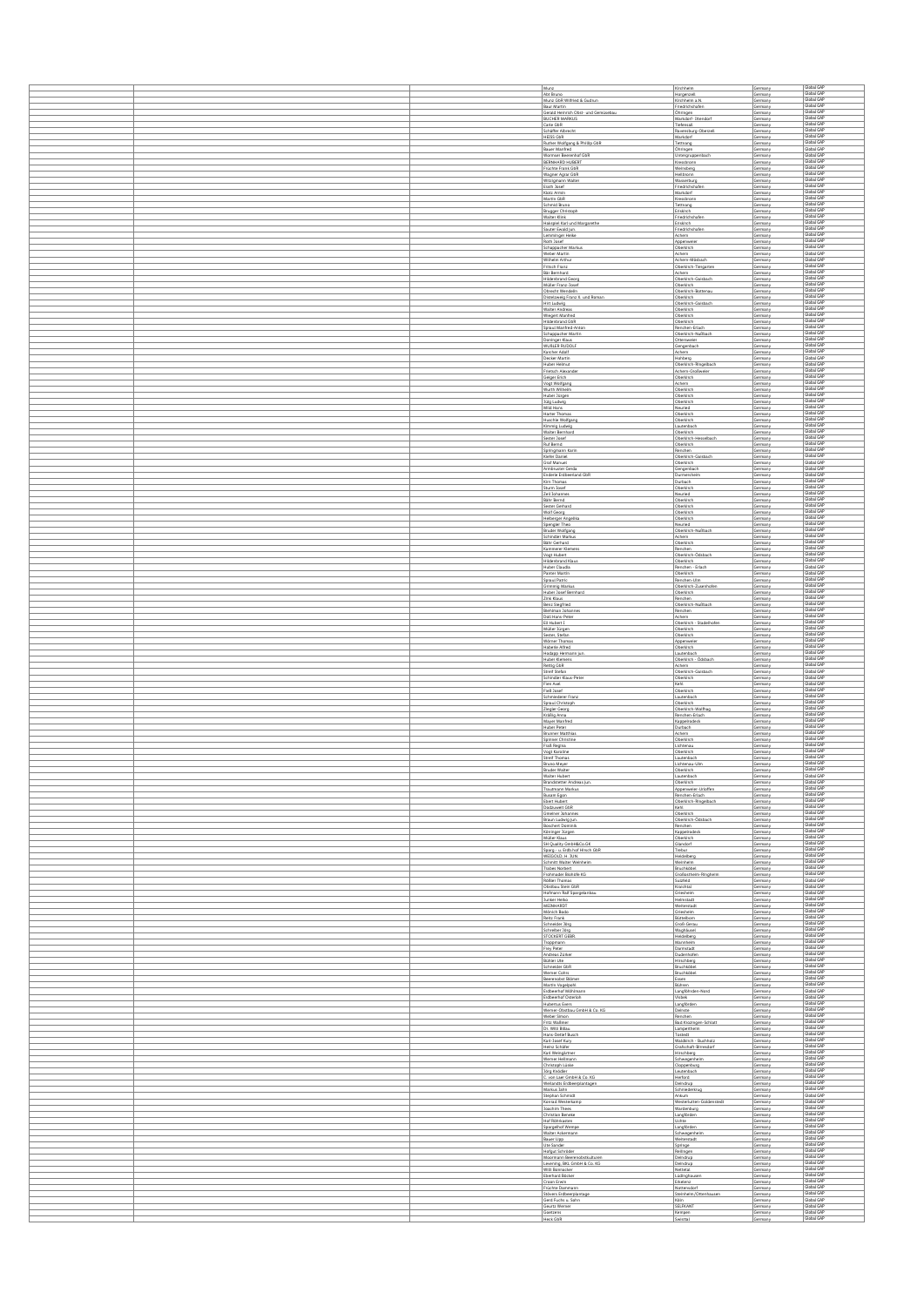| | | Name | Ort | Land | Standard |
|---|---|---|---|---|---|
| | | Munz | Kirchheim | Germany | Global GAP |
| | | Abt Bruno | Hergensell | Germany | Global GAP |
| | | Munz GbR Wilfried & Gudrun | Kirchheim a.N. | Germany | Global GAP |
| | | Baur Martin | Friedrichshafen | Germany | Global GAP |
| | | Gerald Heinrich Obst- und Gemüsebau | Öhringen | Germany | Global GAP |
| | | BUCHER MARKUS | Markdorf- Ittendorf | Germany | Global GAP |
| | | Cutie GbR | Tiefensall | Germany | Global GAP |
| | | Schäffer Albrecht | Ravensburg-Oberzell | Germany | Global GAP |
| | | HEISS GbR | Markdorf | Germany | Global GAP |
| | | Ruther Wolfgang & Phillip GbR | Tettnang | Germany | Global GAP |
| | | Bauer Manfred | Öhringen | Germany | Global GAP |
| | | Wormser Beerenhof GbR | Unteigrupenbach | Germany | Global GAP |
| | | BERNHARD HUBERT | Kressbronn | Germany | Global GAP |
| | | Früchte Franz GbR | Weinsberg | Germany | Global GAP |
| | | Wagner Agrar GbR | Heilbronn | Germany | Global GAP |
| | | Witzigmann Walter | Wasserburg | Germany | Global GAP |
| | | Essth Josef | Friedrichshafen | Germany | Global GAP |
| | | Klotz Armin | Markdorf | Germany | Global GAP |
| | | Martin GbR | Kressbronn | Germany | Global GAP |
| | | Schmid Bruno | Tettnang | Germany | Global GAP |
| | | Brugger Christoph | Eriskirch | Germany | Global GAP |
| | | Walter Klink | Friedrichshafen | Germany | Global GAP |
| | | Haksgiel Karl und Margarethe | Eriskirch | Germany | Global GAP |
| | | Sauter Ewald jun. | Friedrichshafen | Germany | Global GAP |
| | | Lemminger Heike | Achern | Germany | Global GAP |
| | | Roth Josef | Appenweier | Germany | Global GAP |
| | | Schappacher Markus | Oberkirch | Germany | Global GAP |
| | | Weber Martin | Achern | Germany | Global GAP |
| | | Wilhelm Arthur | Achern-Mösbach | Germany | Global GAP |
| | | Fritsch Franz | Oberkirch-Tiergarten | Germany | Global GAP |
| | | Bär Bernhard | Achern | Germany | Global GAP |
| | | Hildenbrand Georg | Oberkirch-Gaisbach | Germany | Global GAP |
| | | Müller Franz-Josef | Oberkirch | Germany | Global GAP |
| | | Obrecht Wendelin | Oberkirch-Bottenau | Germany | Global GAP |
| | | Distelzweig Franz X. und Roman | Oberkirch | Germany | Global GAP |
| | | Hitt Ludwig | Oberkirch-Gaisbach | Germany | Global GAP |
| | | Walter Andreas | Oberkirch | Germany | Global GAP |
| | | Wiegert Manfred | Oberkirch | Germany | Global GAP |
| | | Hildenbrand GbR | Oberkirch | Germany | Global GAP |
| | | Spraul Manfred-Anton | Renchen-Erlach | Germany | Global GAP |
| | | Schappacher Martin | Oberkirch-Nußbach | Germany | Global GAP |
| | | Daninger Klaus | Ottenweier | Germany | Global GAP |
| | | WURLER RUDOLF | Gengenbach | Germany | Global GAP |
| | | Karcher Adolf | Achern | Germany | Global GAP |
| | | Decker Martin | Hohberg | Germany | Global GAP |
| | | Huber Helmut | Oberkirch-Ringelbach | Germany | Global GAP |
| | | Friedsch Alexander | Achern-Großweier | Germany | Global GAP |
| | | Geiger Erich | Oberkirch | Germany | Global GAP |
| | | Vogt Wolfgang | Achern | Germany | Global GAP |
| | | Wurth Wilhelm | Oberkirch | Germany | Global GAP |
| | | Huber Jürgen | Oberkirch | Germany | Global GAP |
| | | Jüig Ludwig | Oberkirch | Germany | Global GAP |
| | | Wild Hans | Neuried | Germany | Global GAP |
| | | Harter Thomas | Oberkirch | Germany | Global GAP |
| | | Huschle Wolfgang | Oberkirch | Germany | Global GAP |
| | | Kimmig Ludwig | Lautenbach | Germany | Global GAP |
| | | Walter Bernhard | Oberkirch | Germany | Global GAP |
| | | Senter Josef | Oberkirch-Hesselbach | Germany | Global GAP |
| | | Ruf Bernd | Oberkirch | Germany | Global GAP |
| | | Springmann Karin | Renchen | Germany | Global GAP |
| | | Kiefer Daniel | Oberkirch-Gaisbach | Germany | Global GAP |
| | | Graf Manuel | Oberkirch | Germany | Global GAP |
| | | Armbruster Gerda | Gengenbach | Germany | Global GAP |
| | | Enderle Erdbeerland GbR | Durmersheim | Germany | Global GAP |
| | | Kirn Thomas | Durbach | Germany | Global GAP |
| | | Sturm Josef | Oberkirch | Germany | Global GAP |
| | | Zeil Johannes | Neuried | Germany | Global GAP |
| | | Bähr Bernd | Oberkirch | Germany | Global GAP |
| | | Sester Gerhard | Oberkirch | Germany | Global GAP |
| | | Wolf Georg | Oberkirch | Germany | Global GAP |
| | | Heiberger Angelika | Oberkirch | Germany | Global GAP |
| | | Spengler Theo | Neuried | Germany | Global GAP |
| | | Bruder Wolfgang | Oberkirch-Nußbach | Germany | Global GAP |
| | | Schindler Markus | Achern | Germany | Global GAP |
| | | Bähr Gerhard | Oberkirch | Germany | Global GAP |
| | | Kammerer Klemens | Renchen | Germany | Global GAP |
| | | Vogt Hubert | Oberkirch-Ödsbach | Germany | Global GAP |
| | | Hildenbrand Klaus | Oberkirch | Germany | Global GAP |
| | | Huber Claudia | Renchen - Erlach | Germany | Global GAP |
| | | Panter Martin | Oberkirch | Germany | Global GAP |
| | | Spraul Patric | Renchen-Ulm | Germany | Global GAP |
| | | Grimmig Markus | Oberkirch-Zusenhofen | Germany | Global GAP |
| | | Huber Josef Bernhard | Oberkirch | Germany | Global GAP |
| | | Zink Klaus | Renchen | Germany | Global GAP |
| | | Benz Siegfried | Oberkirch-Nußbach | Germany | Global GAP |
| | | Bienhaus Johannes | Renchen | Germany | Global GAP |
| | | Doll Hans-Peter | Achern | Germany | Global GAP |
| | | Eil Hubert I | Oberkirch - Stadelhofen | Germany | Global GAP |
| | | Müller Jürgen | Oberkirch | Germany | Global GAP |
| | | Sester, Stefan | Oberkirch | Germany | Global GAP |
| | | Wörner Thomas | Appenweier | Germany | Global GAP |
| | | Haberle Alfred | Oberkirch | Germany | Global GAP |
| | | Hodapp Hermann jun. | Lautenbach | Germany | Global GAP |
| | | Huber Klemens | Oberkirch - Ödsbach | Germany | Global GAP |
| | | Rettig GbR | Achern | Germany | Global GAP |
| | | Streif Stefan | Oberkirch-Gaisbach | Germany | Global GAP |
| | | Schindler Klaus-Peter | Oberkirch | Germany | Global GAP |
| | | Fies Axel | Kehl | Germany | Global GAP |
| | | Fießl Josef | Oberkirch | Germany | Global GAP |
| | | Schmiederer Franz | Lautenbach | Germany | Global GAP |
| | | Spraul Christoph | Oberkirch | Germany | Global GAP |
| | | Ziegler Georg | Oberkirch-Wolfhag | Germany | Global GAP |
| | | Kößig Anna | Renchen-Erlach | Germany | Global GAP |
| | | Mayer Manfred | Kappelrodeck | Germany | Global GAP |
| | | Huber Peter | Durbach | Germany | Global GAP |
| | | Brunner Matthias | Achern | Germany | Global GAP |
| | | Spinner Christine | Oberkirch | Germany | Global GAP |
| | | Frießl Regina | Lichtenau | Germany | Global GAP |
| | | Vogt Karoline | Oberkirch | Germany | Global GAP |
| | | Streif Thomas | Lautenbach | Germany | Global GAP |
| | | Bruno Meyer | Lichtenau-Ulm | Germany | Global GAP |
| | | Bruder Walter | Oberkirch | Germany | Global GAP |
| | | Walter Hubert | Lautenbach | Germany | Global GAP |
| | | Brandstetter Andreas jun. | Oberkirch | Germany | Global GAP |
| | | Trautmann Markus | Appenweier-Urloffen | Germany | Global GAP |
| | | Busam Egon | Renchen-Erlach | Germany | Global GAP |
| | | Ebert Hubert | Oberkirch-Ringelbach | Germany | Global GAP |
| | | Dasbuwelt GbR | Kehl | Germany | Global GAP |
| | | Greiner Johannes | Oberkirch | Germany | Global GAP |
| | | Braun Ludwig jun. | Oberkirch-Ödsbach | Germany | Global GAP |
| | | Boschert Dominik | Renchen | Germany | Global GAP |
| | | Kimmig Jürgen | Kappelrodeck | Germany | Global GAP |
| | | Müller Klaus | Oberkirch | Germany | Global GAP |
| | | SH Quality GmbH&Co.GK | Glandorf | Germany | Global GAP |
| | | Sparg.- u. Erdb.hof Hirsch GbR | Trebur | Germany | Global GAP |
| | | WEIGOLD, H. JUN. | Heidelberg | Germany | Global GAP |
| | | Schmitt Walter Weinheim | Weinheim | Germany | Global GAP |
| | | Triebes Norbert | Bruchsbbel | Germany | Global GAP |
| | | Frohmader Biohöfe KG | Großlachheim-Ringheim | Germany | Global GAP |
| | | Röffler Thomas | Sulzfeld | Germany | Global GAP |
| | | Obstbau Steim GbR | Kraichtal | Germany | Global GAP |
| | | Hofmann Ralf Spargelanbau | Griesheim | Germany | Global GAP |
| | | Junker Heiko | Helmstadt | Germany | Global GAP |
| | | WEINHARDT | Weiterstadt | Germany | Global GAP |
| | | Mönich Bodo | Griesheim | Germany | Global GAP |
| | | Reitz Frank | Büttelborn | Germany | Global GAP |
| | | Schneider Jörg | Groß-Gerau | Germany | Global GAP |
| | | Schreiber Jörg | Waghäusel | Germany | Global GAP |
| | | STOCKERT GBBR | Heidelberg | Germany | Global GAP |
| | | Troppmann | Mannheim | Germany | Global GAP |
| | | Frey Peter | Darmstadt | Germany | Global GAP |
| | | Andreas Zübler | Dudenhofen | Germany | Global GAP |
| | | Bühler Ute | Hirschberg | Germany | Global GAP |
| | | Schneider GbR | Bruchköbel | Germany | Global GAP |
| | | Werner Cohrs | Bruchköbel | Germany | Global GAP |
| | | Beerenobst Blömer | Essen | Germany | Global GAP |
| | | Martin Vogelpohl | Bühnen | Germany | Global GAP |
| | | Erdbeerhof Möhlmann | Langförden-Nord | Germany | Global GAP |
| | | Erdbeerhof Osterloh | Visbek | Germany | Global GAP |
| | | Hubertus Evers | Langförden | Germany | Global GAP |
| | | Werner-Obstbau GmbH & Co. KG | Dienste | Germany | Global GAP |
| | | Weber Simon | Renchen | Germany | Global GAP |
| | | Fritz Walliner | Bad Krozingen-Schlatt | Germany | Global GAP |
| | | Dr. Willi Billau | Lampertheim | Germany | Global GAP |
| | | Hans-Detlef Busch | Tostedt | Germany | Global GAP |
| | | Karl-Josef Kuny | Waldkirch - Buchholz | Germany | Global GAP |
| | | Heinz Schäfer | Grafschaft-Birresdorf | Germany | Global GAP |
| | | Karl Weingärtner | Hirschberg | Germany | Global GAP |
| | | Werner Heilmann | Schwegenheim | Germany | Global GAP |
| | | Christoph Lücke | Cloppenburg | Germany | Global GAP |
| | | Jörg Knödler | Lautenbach | Germany | Global GAP |
| | | C. von Laer GmbH & Co. KG | Herford | Germany | Global GAP |
| | | Wellands Erdbeerplantagen | Delmdrup | Germany | Global GAP |
| | | Markus Jahn | Schmiedebrug | Germany | Global GAP |
| | | Stephan Schmidt | Ankum | Germany | Global GAP |
| | | Konrad Westerkamp | Westerkulten-Goldenstedt | Germany | Global GAP |
| | | Joachim Thees | Wardenburg | Germany | Global GAP |
| | | Christian Benneke | Langförden | Germany | Global GAP |
| | | Hof Rohrkasten | Lichte | Germany | Global GAP |
| | | Spargelhof Wempe | Langförden | Germany | Global GAP |
| | | Walter Ackermann | Schwegenheim | Germany | Global GAP |
| | | Bauer Ugo | Weiterstadt | Germany | Global GAP |
| | | Ute Sander | Springe | Germany | Global GAP |
| | | Helfgar Schröder | Rellingen | Germany | Global GAP |
| | | Moormann Beerenobstkulturen | Delmdrup | Germany | Global GAP |
| | | Leuering, Obl. GmbH & Co. KG | Delmdrup | Germany | Global GAP |
| | | Willi Bornacker | Nettetal | Germany | Global GAP |
| | | Eberhard Böcker | Lüdinghausen | Germany | Global GAP |
| | | Crasei Erwin | Eisenenz | Germany | Global GAP |
| | | Früchte Dammann | Nottensdorf | Germany | Global GAP |
| | | Stövers Erdbeerplantage | Steinheim/Ottenhausen | Germany | Global GAP |
| | | Gerd Fuchs u. Sohn | Köln | Germany | Global GAP |
| | | Geurtz Werner | SELFKANT | Germany | Global GAP |
| | | Goetzens | Kempen | Germany | Global GAP |
| | | Heck GbR | Swisttal | Germany | Global GAP |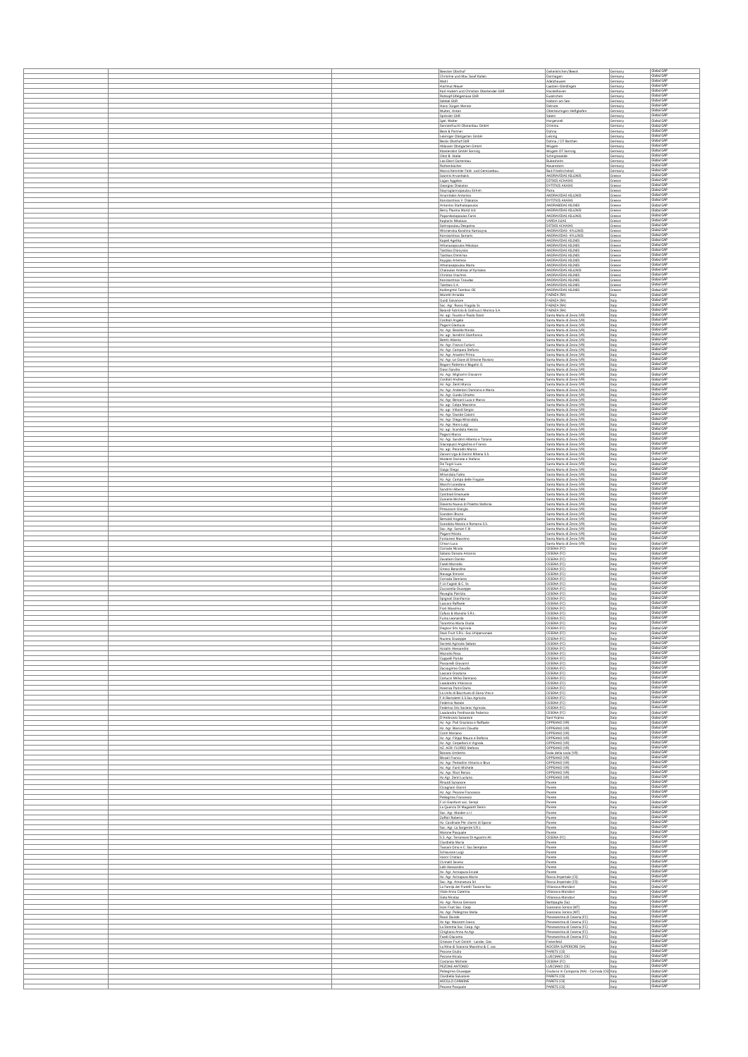| | | | Name | Location | Country | Certification |
|---|---|---|---|---|---|---|
| | | | Beecker Obsthof | Geilenkirchen/Beeck | Germany | Global GAP |
| | | | Christine und Max Josef Kallen | Dormagen | Germany | Global GAP |
| | | | Mahl | Adelzhausen | Germany | Global GAP |
| | | | Hartmut Meyer | Laatzen-Gleidingen | Germany | Global GAP |
| | | | Karl-Hubert und Christian Obertender GbR | Hückelhoven | Germany | Global GAP |
| | | | Rottsopf Erbgemeinde GbR | Euskirchen | Germany | Global GAP |
| | | | Sebbel GbR | Haltern am See | Germany | Global GAP |
| | | | Hans-Jürgen Werner | Diemote | Germany | Global GAP |
| | | | Mutter, Anton | Oberteuringen-Hefigkofen | Germany | Global GAP |
| | | | Spitzeler GbR | Salem | Germany | Global GAP |
| | | | Egel, Walter | Hergensell | Germany | Global GAP |
| | | | Sonnenfrucht Obstanbau GmbH | Grimma | Germany | Global GAP |
| | | | Beck & Partner | Dahna | Germany | Global GAP |
| | | | Leisniger Obstgarten GmbH | Leisnig | Germany | Global GAP |
| | | | Becks Obsthof GbR | Dahna / OT Bernhen | Germany | Global GAP |
| | | | Ablasser Obstgarten GmbH | Mügeln | Germany | Global GAP |
| | | | Klostershof GmbH Sornzig | Mügeln OT Sornzig | Germany | Global GAP |
| | | | Obst & Stolle | Schirgiswalde | Germany | Global GAP |
| | | | Leo-Ebert Gartenbau | Bubesheim | Germany | Global GAP |
| | | | Rothenbächer | Neuenstein | Germany | Global GAP |
| | | | Marco Kemmler Feld- und Gemüsebau | Bad Friedrichshall | Germany | Global GAP |
| | | | Ioannis Arvanitakis | ANDRAVIDAS KILLINIS | Greece | Global GAP |
| | | | Lagas Aggelos | DITIKIS ACHAIAS | Greece | Global GAP |
| | | | Georgios Diakatos | DYTITKIS AXAIAS | Greece | Global GAP |
| | | | Stavrogiannopoulou Elefteria | Patra | Greece | Global GAP |
| | | | Arvanitakis Antonios | ANDRAVIDAS KILLINIS | Greece | Global GAP |
| | | | Konstantinos V. Diakatos | DYTITKIS AXAIAS | Greece | Global GAP |
| | | | Antonios Stathatopoulos | ANDRAVIDAS KILINIS | Greece | Global GAP |
| | | | Berry Plasma World Ltd | ANDRAVIDAS KILLINIS | Greece | Global GAP |
| | | | Papanikolopoulos Fanis | ANDRAVIDAS KILLINIS | Greece | Global GAP |
| | | | Kaplanis Nikolaos | VARDA ILIAS | Greece | Global GAP |
| | | | Sotiropoulou Despoina | DITIKIS ACHAIAS | Greece | Global GAP |
| | | | Wisniewska Karolina-Katrazyna | ANDRAVIDAS- KYLLINIS | Greece | Global GAP |
| | | | Konstantinos Sarmets | ANDRAVIDAS- KYLLINIS | Greece | Global GAP |
| | | | Kapeli Agelika | ANDRAVIDAS KILINIS | Greece | Global GAP |
| | | | Athanasopoulos Nikolaos | ANDRAVIDAS KILINIS | Greece | Global GAP |
| | | | Taktikos Dionysios | ANDRAVIDAS KILINIS | Greece | Global GAP |
| | | | Taktikos Dimitrios | ANDRAVIDAS KILINIS | Greece | Global GAP |
| | | | Kouglas Artemios | ANDRAVIDAS KILINIS | Greece | Global GAP |
| | | | Athanasopoulou Maria | ANDRAVIDAS KILINIS | Greece | Global GAP |
| | | | Chaloulas Andreas of Kyriakos | ANDRAVIDAS KILLINIS | Greece | Global GAP |
| | | | Christas Vrachnis | ANDRAVIDAS KILINIS | Greece | Global GAP |
| | | | Konstantinos Tzoudas | ANDRAVIDAS KILINIS | Greece | Global GAP |
| | | | Taktikos S.A. | ANDRAVIDAS KILINIS | Greece | Global GAP |
| | | | Kalliergitiki Taktikos OE | ANDRAVIDAS KILINIS | Greece | Global GAP |
| | | | Moretti Armanda | FAENZA (RA) | Italy | Global GAP |
| | | | Guidi Salvatore | FAENZA (RA) | Italy | Global GAP |
| | | | Soc. Agr. Rosso Fragola Ss | FAENZA (RA) | Italy | Global GAP |
| | | | Balardi Fabrizio & Golinucci Monica S.A. | FAENZA (RA) | Italy | Global GAP |
| | | | Az. agr. Fausto e Paolo Dossi | Santa Maria di Zevio (VR) | Italy | Global GAP |
| | | | Cordioli Angelo | Santa Maria di Zevio (VR) | Italy | Global GAP |
| | | | Pagani Gianluca | Santa Maria di Zevio (VR) | Italy | Global GAP |
| | | | Az. Agr. Borello Nicola | Santa Maria di Zevio (VR) | Italy | Global GAP |
| | | | Az. agr. Sandrini Gianfranco | Santa Maria di Zevio (VR) | Italy | Global GAP |
| | | | Bettili Alberto | Santa Maria di Zevio (VR) | Italy | Global GAP |
| | | | Az. Agr. Franco Furlani | Santa Maria di Zevio (VR) | Italy | Global GAP |
| | | | Az. Agr. Campara Stefano | Santa Maria di Zevio (VR) | Italy | Global GAP |
| | | | Az. Agr. Anselmi Primo | Santa Maria di Zevio (VR) | Italy | Global GAP |
| | | | Az. Agr. Le Gioie di Simone Paviano | Santa Maria di Zevio (VR) | Italy | Global GAP |
| | | | Bogoni Roberto e Bogoni G. | Santa Maria di Zevio (VR) | Italy | Global GAP |
| | | | Dossi Sandro | Santa Maria di Zevio (VR) | Italy | Global GAP |
| | | | Az. Agr. Migliorini Giovanni | Santa Maria di Zevio (VR) | Italy | Global GAP |
| | | | Cordioli Andrea | Santa Maria di Zevio (VR) | Italy | Global GAP |
| | | | Az. Agr. Zenti Marco | Santa Maria di Zevio (VR) | Italy | Global GAP |
| | | | Az. Agr. Anderloni Damiano e Mario | Santa Maria di Zevio (VR) | Italy | Global GAP |
| | | | Az. Agr. Guido Ghiotto | Santa Maria di Zevio (VR) | Italy | Global GAP |
| | | | Az. Agr. Bersani Luca e Marco | Santa Maria di Zevio (VR) | Italy | Global GAP |
| | | | Az. agr. Calpa Massimo | Santa Maria di Zevio (VR) | Italy | Global GAP |
| | | | Az. agr. Villardi Sergio | Santa Maria di Zevio (VR) | Italy | Global GAP |
| | | | Az. Agr. Davide Caloini | Santa Maria di Zevio (VR) | Italy | Global GAP |
| | | | Az. Agr. Diego Mirandola | Santa Maria di Zevio (VR) | Italy | Global GAP |
| | | | Az. Agr. Nario Luigi | Santa Maria di Zevio (VR) | Italy | Global GAP |
| | | | Az. agr. Scandola Alessio | Santa Maria di Zevio (VR) | Italy | Global GAP |
| | | | Pagani Marco | Santa Maria di Zevio (VR) | Italy | Global GAP |
| | | | Az. Agr. Sandrini Alberto e Tiziano | Santa Maria di Zevio (VR) | Italy | Global GAP |
| | | | Giacopuzzi Angiolino e Franco | Santa Maria di Zevio (VR) | Italy | Global GAP |
| | | | Az. agr. Peraudin Marco | Santa Maria di Zevio (VR) | Italy | Global GAP |
| | | | Zanoni Ugo & Danini Milena S.S. | Santa Maria di Zevio (VR) | Italy | Global GAP |
| | | | Modesti Daniele e Stefano | Santa Maria di Zevio (VR) | Italy | Global GAP |
| | | | De Togni Luca | Santa Maria di Zevio (VR) | Italy | Global GAP |
| | | | Gaiga Diego | Santa Maria di Zevio (VR) | Italy | Global GAP |
| | | | Mirandola Fabio | Santa Maria di Zevio (VR) | Italy | Global GAP |
| | | | Az. Agr. Campo delle Fragole | Santa Maria di Zevio (VR) | Italy | Global GAP |
| | | | Marchi Loredana | Santa Maria di Zevio (VR) | Italy | Global GAP |
| | | | Sandrini Alberto | Santa Maria di Zevio (VR) | Italy | Global GAP |
| | | | Cambioli Emanuele | Santa Maria di Zevio (VR) | Italy | Global GAP |
| | | | Zumerle Michele | Santa Maria di Zevio (VR) | Italy | Global GAP |
| | | | Deserto Nuovo di Poletto Stefania | Santa Maria di Zevio (VR) | Italy | Global GAP |
| | | | Pinazzoni Giorgio | Santa Maria di Zevio (VR) | Italy | Global GAP |
| | | | Scandoni Bruno | Santa Maria di Zevio (VR) | Italy | Global GAP |
| | | | Bertoldi Angelina | Santa Maria di Zevio (VR) | Italy | Global GAP |
| | | | Scandola Alessia e Romano S.S. | Santa Maria di Zevio (VR) | Italy | Global GAP |
| | | | Soc. Agr. Sartori F.lli | Santa Maria di Zevio (VR) | Italy | Global GAP |
| | | | Pagani Nicola | Santa Maria di Zevio (VR) | Italy | Global GAP |
| | | | Fontanesi Massimo | Santa Maria di Zevio (VR) | Italy | Global GAP |
| | | | Cinan Luca | Santa Maria di Zevio (VR) | Italy | Global GAP |
| | | | Corsalo Nicola | CESENA (FC) | Italy | Global GAP |
| | | | Sabato Donato Antonio | CESENA (FC) | Italy | Global GAP |
| | | | Zavattoni Danilo | CESENA (FC) | Italy | Global GAP |
| | | | Faedi Marcello | CESENA (FC) | Italy | Global GAP |
| | | | Greco Berardino | CESENA (FC) | Italy | Global GAP |
| | | | Navaga Simone | CESENA (FC) | Italy | Global GAP |
| | | | Corsalo Damiano | CESENA (FC) | Italy | Global GAP |
| | | | F.Lli Fagioli & C. Ss | CESENA (FC) | Italy | Global GAP |
| | | | Zuccarella Giuseppe | CESENA (FC) | Italy | Global GAP |
| | | | Raveglia Patrizia | CESENA (FC) | Italy | Global GAP |
| | | | Spignoli Gianfranco | CESENA (FC) | Italy | Global GAP |
| | | | Lascaro Raffaele | CESENA (FC) | Italy | Global GAP |
| | | | Fiori Massimo | CESENA (FC) | Italy | Global GAP |
| | | | Cafaro & Manolio S.R.L. | CESENA (FC) | Italy | Global GAP |
| | | | Furia Leonardo | CESENA (FC) | Italy | Global GAP |
| | | | Tarantino Maria Giulia | CESENA (FC) | Italy | Global GAP |
| | | | Degiovi Srls Agricola | CESENA (FC) | Italy | Global GAP |
| | | | Stasi Fruit S.R.L.-Soc. Unipersonale | CESENA (FC) | Italy | Global GAP |
| | | | Nuzzella Giuseppe | CESENA (FC) | Italy | Global GAP |
| | | | Societa Agricola Salato | CESENA (FC) | Italy | Global GAP |
| | | | Azzolin Alessandro | CESENA (FC) | Italy | Global GAP |
| | | | Manolio Rosa | CESENA (FC) | Italy | Global GAP |
| | | | Cappelli Paride | CESENA (FC) | Italy | Global GAP |
| | | | Passarelli Giovanni | CESENA (FC) | Italy | Global GAP |
| | | | Zaccagnino Claudio | CESENA (FC) | Italy | Global GAP |
| | | | Lascaro Graziano | CESENA (FC) | Italy | Global GAP |
| | | | Carlucci Mirko Damiano | CESENA (FC) | Italy | Global GAP |
| | | | Lasalandra Vitonocco | CESENA (FC) | Italy | Global GAP |
| | | | Avenza Parisi Dario | CESENA (FC) | Italy | Global GAP |
| | | | La Lirifa di Bacchiani di Gena Vito e | CESENA (FC) | Italy | Global GAP |
| | | | F.lli Bartoletti S.S.Soc.Agricola | CESENA (FC) | Italy | Global GAP |
| | | | Federico Natale | CESENA (FC) | Italy | Global GAP |
| | | | Federico Srls Societa' Agricola | CESENA (FC) | Italy | Global GAP |
| | | | Lasalandra Ferdinando Federico | CESENA (FC) | Italy | Global GAP |
| | | | D'Ambrosio Salvatore | Sant'Arpino | Italy | Global GAP |
| | | | Az. Agr. Poli Graziano e Raffaele | OPPEANO (VR) | Italy | Global GAP |
| | | | Az. Agr. Bianconi Claudio | OPPEANO (VR) | Italy | Global GAP |
| | | | Conti Mariano | OPPEANO (VR) | Italy | Global GAP |
| | | | Az. Agr. Filippi Mauro e Stefano | OPPEANO (VR) | Italy | Global GAP |
| | | | Az. Agr. Ospedale e Vignola | OPPEANO (VR) | Italy | Global GAP |
| | | | AZ. AGR. FLORIO Stefano | OPPEANO (VR) | Italy | Global GAP |
| | | | Bonato Umberto | Isola della scala (VR) | Italy | Global GAP |
| | | | Bissoli Franco | OPPEANO (VR) | Italy | Global GAP |
| | | | Az. Agr. Pettenllini Vittorio e Bruno | OPPEANO (VR) | Italy | Global GAP |
| | | | Az. Agr. Fanti Michele | OPPEANO (VR) | Italy | Global GAP |
| | | | Az. Agr. Rizzi Renzo | OPPEANO (VR) | Italy | Global GAP |
| | | | Az.Agr. Zenti Luciano | OPPEANO (VR) | Italy | Global GAP |
| | | | Rinaldi Salvatore | Parete | Italy | Global GAP |
| | | | Ocognoni Gianni | Parete | Italy | Global GAP |
| | | | Az. Agr. Pezone Francesco | Parete | Italy | Global GAP |
| | | | Pellegrino Francesco | Parete | Italy | Global GAP |
| | | | F.Lli Gianfanti soc. Sempl | Parete | Italy | Global GAP |
| | | | La Quercia Di Magaiotti Denis | Parete | Italy | Global GAP |
| | | | Soc. Agr. Malden s.r.l. | Parete | Italy | Global GAP |
| | | | Zaffiiri Roberta | Parete | Italy | Global GAP |
| | | | Az. Cardinale Pier Zanni di Sparvi | Parete | Italy | Global GAP |
| | | | Soc. Agr. La Sorgente S.R.L. | Parete | Italy | Global GAP |
| | | | Misione Pasquale | Parete | Italy | Global GAP |
| | | | S.S. Agr. Terramare Di Agostini Ali | CESENA (FC) | Italy | Global GAP |
| | | | Ciardiello Maria | Parete | Italy | Global GAP |
| | | | Tassani Gino e C. Soc Semplice | Parete | Italy | Global GAP |
| | | | Schiavone Luigi | Parete | Italy | Global GAP |
| | | | Vanni Cristian | Parete | Italy | Global GAP |
| | | | Civinelli Severo | Parete | Italy | Global GAP |
| | | | Lelli Alessandro | Parete | Italy | Global GAP |
| | | | Az. Agr. Achiapuis Ercole | Parete | Italy | Global GAP |
| | | | Az. Agr. Achiapuis Mario | Rocca Imperiale (CS) | Italy | Global GAP |
| | | | Soc. Agr. Arcomatura Srl | Rocca Imperiale (CS) | Italy | Global GAP |
| | | | La Famija dei Fratelli Tassone Soc | Villanova Mondovì | Italy | Global GAP |
| | | | Viale Anna Caterina | Villanova Mondovì | Italy | Global GAP |
| | | | Gaia Nicolas | Villanova Mondovì | Italy | Global GAP |
| | | | Az. Agr. Ronca Gennaro | Battipaglia (Sa) | Italy | Global GAP |
| | | | Econ Fruit Soc. Coop | Scanzano Jonico (MT) | Italy | Global GAP |
| | | | Az. Agr. Pellegrino Stella | Scanzano Jonico (MT) | Italy | Global GAP |
| | | | Rossi Davide | Pievenestina di Cesena (FC) | Italy | Global GAP |
| | | | Az Agr. Mazzotti Ivana | Pievenestina di Cesena (FC) | Italy | Global GAP |
| | | | La Dominia Soc. Coop. Agr. | Pievenestina di Cesena (FC) | Italy | Global GAP |
| | | | Crispiano Anna Az.Agr | Pievenestina di Cesena (FC) | Italy | Global GAP |
| | | | Faedi Giacomo | Pievenestina di Cesena (FC) | Italy | Global GAP |
| | | | Griesser Fruit GmbH - Lande. Ges. | Foiterfest | Italy | Global GAP |
| | | | La Nina di Scarano Massimo & C. sas | NOCERA SUPERIORE (SA) | Italy | Global GAP |
| | | | Pezone Giulio | PARETE (CE) | Italy | Global GAP |
| | | | Pezone Nicola | LUSCIANO (CE) | Italy | Global GAP |
| | | | Costanzo Michele | CESENA (FC) | Italy | Global GAP |
| | | | PEZONE ANTONIO | LUSCIANO (CE) | Italy | Global GAP |
| | | | Pellegrino Giuseppe | Giugliano in Campania (NA) - Carinola (CE) | Italy | Global GAP |
| | | | Ciardiello Salvatore | PARETE (CE) | Italy | Global GAP |
| | | | MICELLO CARMINE | PARETE (CE) | Italy | Global GAP |
| | | | Pezone Pasquale | PARETE (CE) | Italy | Global GAP |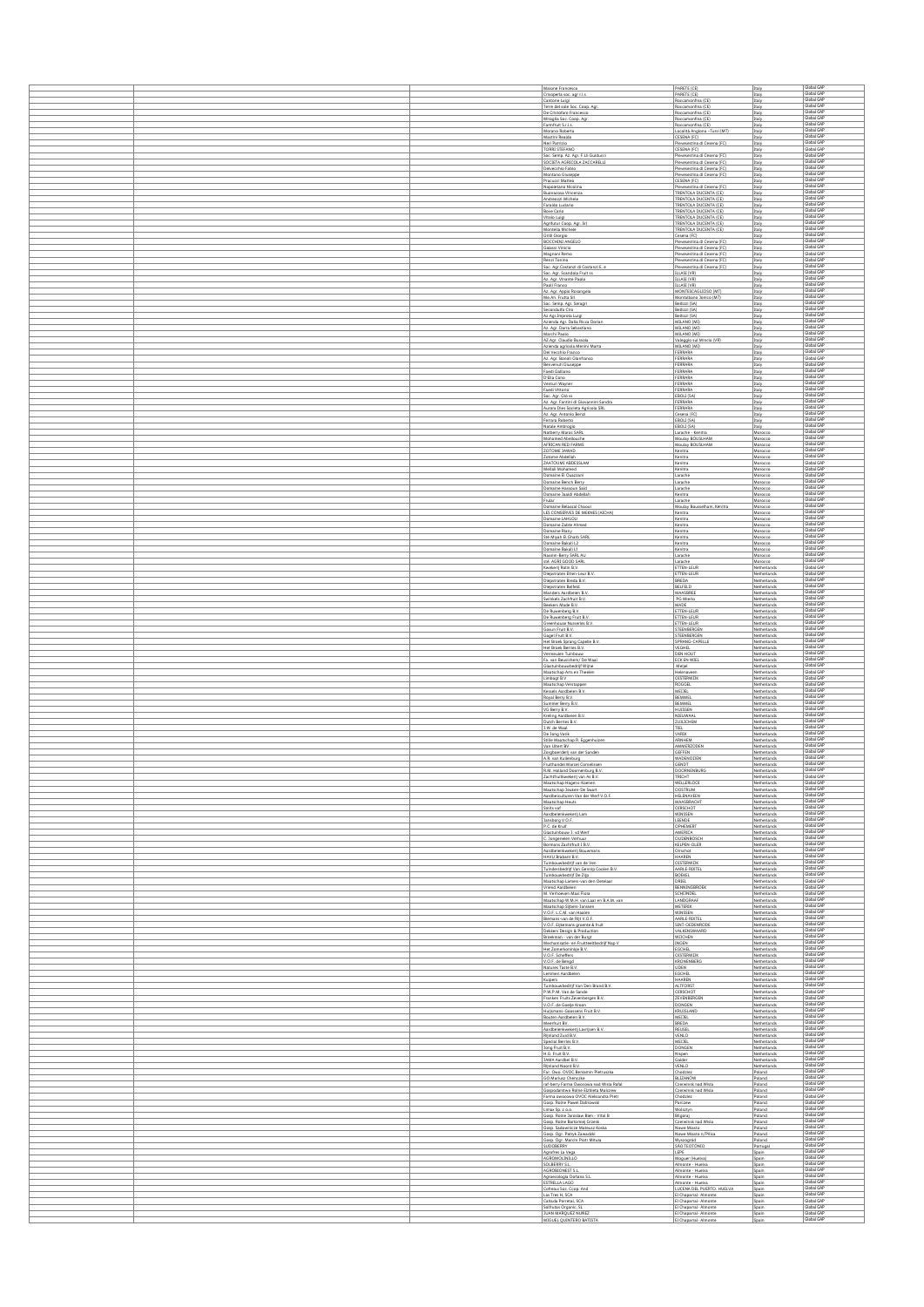| | | | | | |
|---|---|---|---|---|---|
| | | Malone Francesca | PARETE (CE) | Italy | Global GAP |
| | | Crisopera soc. agr.r.l.s. | PARETE (CE) | Italy | Global GAP |
| | | Cantone Luigi | Roccamonfina (CE) | Italy | Global GAP |
| | | Terre del sole Soc. Coop. Agr. | Roccamonfina (CE) | Italy | Global GAP |
| | | De Cristofaro Francesco | Roccamonfina (CE) | Italy | Global GAP |
| | | Miraglia Soc. Coop. Agr. | Roccamonfina (CE) | Italy | Global GAP |
| | | Farmfruit S.r.l.s. | Roccamonfina (CE) | Italy | Global GAP |
| | | Moreno Roberta | Località Anglona - Tursi (MT) | Italy | Global GAP |
| | | Mastini Rosida | CESENA (FC) | Italy | Global GAP |
| | | Neri Patrizia | Pievesestina di Cesena (FC) | Italy | Global GAP |
| | | TORRI STEFANO | CESENA (FC) | Italy | Global GAP |
| | | Soc. Semp. Az. Agr. F.lli Guiducci | Pievesestina di Cesena (FC) | Italy | Global GAP |
| | | SOCIETA AGRICOLA ZACCHERELLI | Pievesestina di Cesena (FC) | Italy | Global GAP |
| | | Delvecchio Fabio | Pievesestina di Cesena (FC) | Italy | Global GAP |
| | | Montanari Giuseppe | Pievesestina di Cesena (FC) | Italy | Global GAP |
| | | Pracucci Matteo | CESENA (FC) | Italy | Global GAP |
| | | Napoletano Nicolina | Pievesestina di Cesena (FC) | Italy | Global GAP |
| | | Buonocore Vincenzo | TRENTOLA DUCENTA (CE) | Italy | Global GAP |
| | | Andreozzi Michele | TRENTOLA DUCENTA (CE) | Italy | Global GAP |
| | | Faraldo Luciano | TRENTOLA DUCENTA (CE) | Italy | Global GAP |
| | | Bove Carlo | TRENTOLA DUCENTA (CE) | Italy | Global GAP |
| | | Vitolo Luigi | TRENTOLA DUCENTA (CE) | Italy | Global GAP |
| | | Agrifutur Coop. Agr. Srl | TRENTOLA DUCENTA (CE) | Italy | Global GAP |
| | | Montella Michele | TRENTOLA DUCENTA (CE) | Italy | Global GAP |
| | | Grilli Giorgio | Cesena (FC) | Italy | Global GAP |
| | | BOCCHINI ANGELO | Pievesestina di Cesena (FC) | Italy | Global GAP |
| | | Galassi Vinicio | Pievesestina di Cesena (FC) | Italy | Global GAP |
| | | Magnani Remo | Pievesestina di Cesena (FC) | Italy | Global GAP |
| | | Renzi Torino | Pievesestina di Cesena (FC) | Italy | Global GAP |
| | | Soc. Agr.Costanzi di Costanzi E. e | Pievesestina di Cesena (FC) | Italy | Global GAP |
| | | Soc. Agr. Scandola Frutt ss | ELLASE (VR) | Italy | Global GAP |
| | | Az. Agr. Vinante Paola | ELLASE (VR) | Italy | Global GAP |
| | | Paoli Franco | ELLASE (VR) | Italy | Global GAP |
| | | Az. Agr. Apple Rosangela | MONTESCAGLIOSO (MT) | Italy | Global GAP |
| | | Mo.An. Frutta Srl | Montalbano Jonico (MT) | Italy | Global GAP |
| | | Soc. Semp. Agr. Selagri | Bellizzi (SA) | Italy | Global GAP |
| | | Secondulfo Ciro | Bellizzi (SA) | Italy | Global GAP |
| | | Az.Agr.Improta Luigi | Bellizzi (SA) | Italy | Global GAP |
| | | Azienda Agr. Dalla Rosa Dorian | MILANO (MI) | Italy | Global GAP |
| | | Az. Agr. Dorra Sebastiano | MILANO (MI) | Italy | Global GAP |
| | | Marchi Paolo | MILANO (MI) | Italy | Global GAP |
| | | AZ.Agr. Claudio Bussola | Valeggio sul Mincio (VR) | Italy | Global GAP |
| | | Azienda agricola Menini Marta | MILANO (MI) | Italy | Global GAP |
| | | Del Vecchio Franco | FERRARA | Italy | Global GAP |
| | | Az. Agr. Boneti Gianfranco | FERRARA | Italy | Global GAP |
| | | Benvenuti Giuseppe | FERRARA | Italy | Global GAP |
| | | Faedi Galliano | FERRARA | Italy | Global GAP |
| | | D'Elia Cono | FERRARA | Italy | Global GAP |
| | | Venturi Wayner | FERRARA | Italy | Global GAP |
| | | Faedi Vittorio | FERRARA | Italy | Global GAP |
| | | Soc. Agr. Gil ss | EBOLI (SA) | Italy | Global GAP |
| | | Az. Agr. Fantini di Giovannini Sandra | FERRARA | Italy | Global GAP |
| | | Aurora Dies Società Agricola SRL | FERRARA | Italy | Global GAP |
| | | Az. Agr. Antonio Benzi | Cesena (FC) | Italy | Global GAP |
| | | Ferrara Roberto | EBOLI (SA) | Italy | Global GAP |
| | | Natale Ambrogio | EBOLI (SA) | Italy | Global GAP |
| | | Natberry Maroc SARL | Larache - Kenitra | Morocco | Global GAP |
| | | Mohamed Abellouche | Moulay BOUSLHAM | Morocco | Global GAP |
| | | AFRICAN RED FARMS | Moulay BOUSLHAM | Morocco | Global GAP |
| | | ZOTOME JAWAD | Kenitra | Morocco | Global GAP |
| | | Zotome Abdellah | Kenitra | Morocco | Global GAP |
| | | ZAATOUNE ABDESSLAM | Kenitra | Morocco | Global GAP |
| | | Meltali Mohamed | Kenitra | Morocco | Global GAP |
| | | Domaine El Ouazzani | Larache | Morocco | Global GAP |
| | | Domaine Bench Berry | Larache | Morocco | Global GAP |
| | | Domaine Hassoun Said | Larache | Morocco | Global GAP |
| | | Domaine Jaaidi Abdellah | Kenitra | Morocco | Global GAP |
| | | Frutar | Larache | Morocco | Global GAP |
| | | Domaine Belaarai Chaoui | Moulay Bousselham, Kenitra | Morocco | Global GAP |
| | | LES CONSERVES DE MEKNES (AICHA) | Kenitra | Morocco | Global GAP |
| | | Domaine LAHLOU | Kenitra | Morocco | Global GAP |
| | | Domaine Zabre Ahmed | Kenitra | Morocco | Global GAP |
| | | Domaine Rarzy | Kenitra | Morocco | Global GAP |
| | | Ste Miyah El Gharb SARL | Kenitra | Morocco | Global GAP |
| | | Domaine Bakali LJ | Kenitra | Morocco | Global GAP |
| | | Domaine Bakali LJ | Kenitra | Morocco | Global GAP |
| | | Nasser Berry SARL AU | Larache | Morocco | Global GAP |
| | | ste. AGRI GOOD SARL | Larache | Morocco | Global GAP |
| | | Kwekerij Balm B.V. | ETTEN-LEUR | Netherlands | Global GAP |
| | | Diepstraten Etten-Leur B.V. | ETTEN-LEUR | Netherlands | Global GAP |
| | | Diepstraten Breda B.V. | BREDA | Netherlands | Global GAP |
| | | Diepstraten Belfeld | BELFELD | Netherlands | Global GAP |
| | | Manders Aardbeien B.V. | MAASBREE | Netherlands | Global GAP |
| | | Swinkels Zachtfruit B.V. | PG Wierlo | Netherlands | Global GAP |
| | | Beekers Made B.V. | MADE | Netherlands | Global GAP |
| | | De Ruwenberg B.V. | ETTEN-LEUR | Netherlands | Global GAP |
| | | De Ruwenberg Fruit B.V. | ETTEN-LEUR | Netherlands | Global GAP |
| | | Greenhouse Nurseries B.V. | ETTEN-LEUR | Netherlands | Global GAP |
| | | Gasun Fruit B.V. | STEENBERGEN | Netherlands | Global GAP |
| | | Gagel Fruit B.V. | STEENBERGEN | Netherlands | Global GAP |
| | | Het Broek Sprang Capelle B.V. | SPRANG-CAPELLE | Netherlands | Global GAP |
| | | Het Broek Berries B.V. | VEGHEL | Netherlands | Global GAP |
| | | Vermeulen Tuinbouw | DEN HOUT | Netherlands | Global GAP |
| | | Fa. van Beuzichem/ De Waal | ECK EN WIEL | Netherlands | Global GAP |
| | | Glastuinbouwbedrijf Wijne | Meijel | Netherlands | Global GAP |
| | | Maatschap Arts en Theelen | Helenaveen | Netherlands | Global GAP |
| | | Limbagri B.V. | OISTERWIJK | Netherlands | Global GAP |
| | | Maatschap Verstappen | ROGGEL | Netherlands | Global GAP |
| | | Kessels Aardbeien B.V. | MEIJEL | Netherlands | Global GAP |
| | | Royal Berry B.V. | BEMMEL | Netherlands | Global GAP |
| | | Summer Berry B.V. | BEMMEL | Netherlands | Global GAP |
| | | VG Berry B.V. | HUISSEN | Netherlands | Global GAP |
| | | Kreling Aardbeien B.V. | NIEUWAAL | Netherlands | Global GAP |
| | | Dutch Berries B.V. | ZUILICHEM | Netherlands | Global GAP |
| | | J.W. de Waal | TIEL | Netherlands | Global GAP |
| | | De Jong Varik | VARIK | Netherlands | Global GAP |
| | | Stille Maatschap R. Eggenhuizen | ARNHEM | Netherlands | Global GAP |
| | | Van Uitert BV | AMMERZODEN | Netherlands | Global GAP |
| | | Zangboerderij van der Sanden | SIEFEN | Netherlands | Global GAP |
| | | A.R. van Kuilenburg | WADENOIJEN | Netherlands | Global GAP |
| | | Fruithandel Marcel Cornelissen | GENDT | Netherlands | Global GAP |
| | | R.M. Holland Doornenburg B.V. | DOORNENBURG | Netherlands | Global GAP |
| | | Zachtfruitkwekerij van As B.V. | TRICHT | Netherlands | Global GAP |
| | | Maatschap Hagens-Koenen | WELLERLOOI | Netherlands | Global GAP |
| | | Maatschap Jeuken-De Swart | OOSTRUM | Netherlands | Global GAP |
| | | Aardbeiculturen Van der Werf V.O.F. | HELENAVEEN | Netherlands | Global GAP |
| | | Maatschap Heuts | MAASBRACHT | Netherlands | Global GAP |
| | | Smits vof | OIRSCHOT | Netherlands | Global GAP |
| | | Aardbeienkwekerij Lam | WINSSEN | Netherlands | Global GAP |
| | | Jansburg V.O.F. | LIENDE | Netherlands | Global GAP |
| | | P.C. de Kruif | OPHEMERT | Netherlands | Global GAP |
| | | Glastuinbouw J. vd Werf | AMERICA | Netherlands | Global GAP |
| | | C. Zengerielen Verhuur | OUDENBOSCH | Netherlands | Global GAP |
| | | Bormans Zachtfruit I B.V. | KELPEN-OLER | Netherlands | Global GAP |
| | | Aardbeienkwekerij Bouwmans | Oirschot | Netherlands | Global GAP |
| | | HAVIU Brabant B.V. | HAAREN | Netherlands | Global GAP |
| | | Tuinbouwbedrijf van de Ven | OISTERWIJK | Netherlands | Global GAP |
| | | Tuinderbedrijf Van Gennip Coolen B.V. | AARLE-RIXTEL | Netherlands | Global GAP |
| | | Tuinbouwbedrijf De Zijp | BOEKEL | Netherlands | Global GAP |
| | | Maatschap Lamers-van den Oetelaar | DIRIEL | Netherlands | Global GAP |
| | | Vriesz Aardbeien | BENNINGBROEK | Netherlands | Global GAP |
| | | M. Verhoeven Maxi Flora | SCHOINDEL | Netherlands | Global GAP |
| | | Maatschap W.M.H. van Laar en B.A.M. van | LANDGRAAF | Netherlands | Global GAP |
| | | Maatschap Sijbers-Janssen | METEREN | Netherlands | Global GAP |
| | | V.O.F. L.C.M. van Haaren | WINSSEN | Netherlands | Global GAP |
| | | Biemans-van de Rijt V.O.F. | AARLE-RIXTEL | Netherlands | Global GAP |
| | | V.O.F. Eijkemans groente & fruit | SINT-OEDENRODE | Netherlands | Global GAP |
| | | Dekkers Design & Production | VALKENSWAARD | Netherlands | Global GAP |
| | | Broekman - van der Burgt | WIJCHEN | Netherlands | Global GAP |
| | | Mechanisatie- en Fruitteeltbedrijf Nap V. | ENGEN | Netherlands | Global GAP |
| | | Het Zomerkoninkje B.V. | EGCHEL | Netherlands | Global GAP |
| | | V.O.F. Scheffers | OISTERWIJK | Netherlands | Global GAP |
| | | V.O.F. de Beegd | KRONENBERG | Netherlands | Global GAP |
| | | Natures Taste B.V. | ILDEN | Netherlands | Global GAP |
| | | Lemmen Aardbeien | EGCHEL | Netherlands | Global GAP |
| | | Kuipers | HAAREN | Netherlands | Global GAP |
| | | Tuinbouwbedrijf Van Den Brand B.V. | ALTFORST | Netherlands | Global GAP |
| | | P.W.P.M. Van de Sande | OIRSCHOT | Netherlands | Global GAP |
| | | Fourlee Fruits Zevenbergen B.V. | ZEVENBERGEN | Netherlands | Global GAP |
| | | V.O.F. de Goede Kroon | DONGEN | Netherlands | Global GAP |
| | | Huijsmans-Geessens Fruit B.V. | KRUISLAND | Netherlands | Global GAP |
| | | Bouten Aardbeien B.V. | MEIJEL | Netherlands | Global GAP |
| | | Meerfruit BV | BREDA | Netherlands | Global GAP |
| | | Aardbeienkwekerij Lauitjsen B.V. | REUSEL | Netherlands | Global GAP |
| | | Rijnland Zuid B.V. | VENLO | Netherlands | Global GAP |
| | | Special Berries B.V. | MEIJEL | Netherlands | Global GAP |
| | | Jong Fruit B.V. | DONGEN | Netherlands | Global GAP |
| | | H.G. Fruit B.V. | Nispen | Netherlands | Global GAP |
| | | JAMA Aardbei B.V. | Gaster | Netherlands | Global GAP |
| | | Rijnland Noord B.V. | VENLO | Netherlands | Global GAP |
| | | Far. Owoc OVOC Beniamin Pietruszka | Chodzież | Poland | Global GAP |
| | | GO Mariusz Chenczke | BŁĘDNÓW | Poland | Global GAP |
| | | raf-berry Farma Owocowa nad Wisłą Rafał | Czerwińsk nad Wisłą | Poland | Global GAP |
| | | Gospodarstwa Rolne Elżbieta Malkowe | Czerwińsk nad Wisłą | Poland | Global GAP |
| | | Farma owocowa OVOC Aleksandra Piotr | Chodzież | Poland | Global GAP |
| | | Gosp. Rolne Paweł Dąbrowski | Parczew | Poland | Global GAP |
| | | Limex Sp. z o.o. | Wolsztyn | Poland | Global GAP |
| | | Gosp. Rolne Jarosław Bień - Vital B | Biłgoraj | Poland | Global GAP |
| | | Gosp. Rolne Bartomiej Grzesk | Czerwińsk nad Wisłą | Poland | Global GAP |
| | | Gosp. Sadownicze Mateusz Kocko | Nowe Miasto | Poland | Global GAP |
| | | Gosp. Ogr. Patryk Zawadzki | Nowe Miasto n/Pilicą | Poland | Global GAP |
| | | Gosp. Ogr. Marcin Piotr Mitura | Wyszogród | Poland | Global GAP |
| | | SUDOBERRY | SÃO TEOTÓNIO | Portugal | Global GAP |
| | | Agrofres La Vega | LEPE | Spain | Global GAP |
| | | AGROMOLINILLO | Moguer (Huelva) | Spain | Global GAP |
| | | SOLBERRY S.L. | Almonte - Huelva | Spain | Global GAP |
| | | AGROBIONEST S.L. | Almonte - Huelva | Spain | Global GAP |
| | | Agroecología Doñana S.L. | Almonte - Huelva | Spain | Global GAP |
| | | ESTRELLA LAGO | Almonte - Huelva | Spain | Global GAP |
| | | Cofrelus Soc. Coop. And. | LUCENA DEL PUERTO, HUELVA | Spain | Global GAP |
| | | Las Tres H, SCA | El Chaparral - Almonte | Spain | Global GAP |
| | | Cañada Porretas, SCA | El Chaparral - Almonte | Spain | Global GAP |
| | | Solfrutas Organic, SL | El Chaparral - Almonte | Spain | Global GAP |
| | | JUAN MARQUEZ NUÑEZ | El Chaparral - Almonte | Spain | Global GAP |
| | | MIGUEL QUINTERO BATISTA | El Chaparral - Almonte | Spain | Global GAP |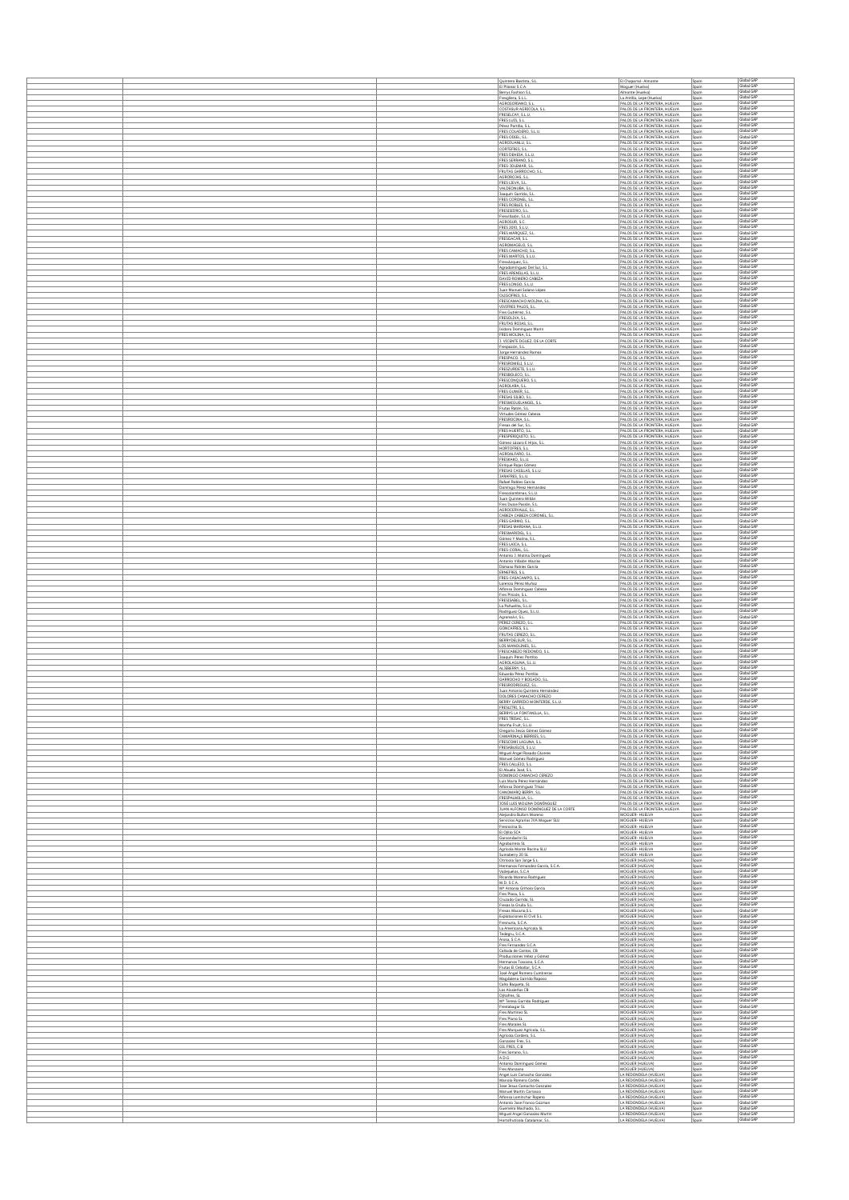| | | | | | |
|---|---|---|---|---|---|
| | | Quintero Bautista, S.L. | El Chaparral - Almonte | Spain | Global GAP |
| | | El Pilonar S.C.A. | Moguer (Huelva) | Spain | Global GAP |
| | | Berrys Fashion S.L. | Almonte (Huelva) | Spain | Global GAP |
| | | Fresgilera, S.L.L. | La Antilla, Lepe (Huelva) | Spain | Global GAP |
| | | AGROSORIANO, S.L. | PALOS DE LA FRONTERA, HUELVA | Spain | Global GAP |
| | | COSTASUR AGRICOLA, S.L. | PALOS DE LA FRONTERA, HUELVA | Spain | Global GAP |
| | | FRESELCHY, S.L.U. | PALOS DE LA FRONTERA, HUELVA | Spain | Global GAP |
| | | FRES LUIS, S.L. | PALOS DE LA FRONTERA, HUELVA | Spain | Global GAP |
| | | Pérez Portilla, S.L. | PALOS DE LA FRONTERA, HUELVA | Spain | Global GAP |
| | | FRES COLADERO, S.L.U. | PALOS DE LA FRONTERA, HUELVA | Spain | Global GAP |
| | | FRES ODIEL, S.L. | PALOS DE LA FRONTERA, HUELVA | Spain | Global GAP |
| | | AGROTUANLU, S.L. | PALOS DE LA FRONTERA, HUELVA | Spain | Global GAP |
| | | CORTEFRES, S.L. | PALOS DE LA FRONTERA, HUELVA | Spain | Global GAP |
| | | FRES DEHESA, S.L.U. | PALOS DE LA FRONTERA, HUELVA | Spain | Global GAP |
| | | FRES SERRANO, S.L. | PALOS DE LA FRONTERA, HUELVA | Spain | Global GAP |
| | | FRES-JOLEMAR, S.L. | PALOS DE LA FRONTERA, HUELVA | Spain | Global GAP |
| | | FRUTAS GARROCHO, S.L. | PALOS DE LA FRONTERA, HUELVA | Spain | Global GAP |
| | | AGRORICAS, S.L. | PALOS DE LA FRONTERA, HUELVA | Spain | Global GAP |
| | | FRESLUEVA, S.L. | PALOS DE LA FRONTERA, HUELVA | Spain | Global GAP |
| | | VALDEONUBA, S.L. | PALOS DE LA FRONTERA, HUELVA | Spain | Global GAP |
| | | Joaquín Garrido, S.L. | PALOS DE LA FRONTERA, HUELVA | Spain | Global GAP |
| | | FRES CORONEL, S.L. | PALOS DE LA FRONTERA, HUELVA | Spain | Global GAP |
| | | FRES ROBLES, S.L. | PALOS DE LA FRONTERA, HUELVA | Spain | Global GAP |
| | | FRESSEDERO, S.L. | PALOS DE LA FRONTERA, HUELVA | Spain | Global GAP |
| | | Fresvillalón, S.L.U. | PALOS DE LA FRONTERA, HUELVA | Spain | Global GAP |
| | | AGROSUR, S.C. | PALOS DE LA FRONTERA, HUELVA | Spain | Global GAP |
| | | FRES 2010, S.L.U. | PALOS DE LA FRONTERA, HUELVA | Spain | Global GAP |
| | | FRES MARQUEZ, S.L. | PALOS DE LA FRONTERA, HUELVA | Spain | Global GAP |
| | | FRESGACAR, S.L. | PALOS DE LA FRONTERA, HUELVA | Spain | Global GAP |
| | | AGROMAGELO, S.L. | PALOS DE LA FRONTERA, HUELVA | Spain | Global GAP |
| | | FRES CAMACHO, S.L. | PALOS DE LA FRONTERA, HUELVA | Spain | Global GAP |
| | | FRES MARTOS, S.L.U. | PALOS DE LA FRONTERA, HUELVA | Spain | Global GAP |
| | | Fresvázquez, S.L. | PALOS DE LA FRONTERA, HUELVA | Spain | Global GAP |
| | | Agrodomínguez Del Sur, S.L. | PALOS DE LA FRONTERA, HUELVA | Spain | Global GAP |
| | | FRES ARENILLAS, S.L.U. | PALOS DE LA FRONTERA, HUELVA | Spain | Global GAP |
| | | DAVID ROMERO CABEZA | PALOS DE LA FRONTERA, HUELVA | Spain | Global GAP |
| | | FRES LONGO, S.L.U. | PALOS DE LA FRONTERA, HUELVA | Spain | Global GAP |
| | | Juan Manuel Solano López | PALOS DE LA FRONTERA, HUELVA | Spain | Global GAP |
| | | OLEGOFRES, S.L. | PALOS DE LA FRONTERA, HUELVA | Spain | Global GAP |
| | | FRESCAMACHO MOLINA, S.L. | PALOS DE LA FRONTERA, HUELVA | Spain | Global GAP |
| | | VIVEFRES PALOS, S.L. | PALOS DE LA FRONTERA, HUELVA | Spain | Global GAP |
| | | Fres Gutierrez, S.L. | PALOS DE LA FRONTERA, HUELVA | Spain | Global GAP |
| | | FRESOLIVA, S.L. | PALOS DE LA FRONTERA, HUELVA | Spain | Global GAP |
| | | FRUTAS ROJAS, S.L. | PALOS DE LA FRONTERA, HUELVA | Spain | Global GAP |
| | | Isidora Domínguez Marín | PALOS DE LA FRONTERA, HUELVA | Spain | Global GAP |
| | | FRES MOLINA, S.L. | PALOS DE LA FRONTERA, HUELVA | Spain | Global GAP |
| | | J. VICENTE DGUEZ. DE LA CORTE | PALOS DE LA FRONTERA, HUELVA | Spain | Global GAP |
| | | Frespacón, S.L. | PALOS DE LA FRONTERA, HUELVA | Spain | Global GAP |
| | | Jorge Hernández Ramos | PALOS DE LA FRONTERA, HUELVA | Spain | Global GAP |
| | | FRESPACO, S.L. | PALOS DE LA FRONTERA, HUELVA | Spain | Global GAP |
| | | FRESROMEU, S.L.U. | PALOS DE LA FRONTERA, HUELVA | Spain | Global GAP |
| | | FRESZURDETE, S.L.U. | PALOS DE LA FRONTERA, HUELVA | Spain | Global GAP |
| | | FRESBOLECO, S.L. | PALOS DE LA FRONTERA, HUELVA | Spain | Global GAP |
| | | FRESCONQUERO, S.L. | PALOS DE LA FRONTERA, HUELVA | Spain | Global GAP |
| | | AGROLARA, S.L. | PALOS DE LA FRONTERA, HUELVA | Spain | Global GAP |
| | | FRES GUMER, S.L. | PALOS DE LA FRONTERA, HUELVA | Spain | Global GAP |
| | | FRESAS SILBO, S.L. | PALOS DE LA FRONTERA, HUELVA | Spain | Global GAP |
| | | FRESMIGUELANGEL, S.L. | PALOS DE LA FRONTERA, HUELVA | Spain | Global GAP |
| | | Frutas Ratón, S.L. | PALOS DE LA FRONTERA, HUELVA | Spain | Global GAP |
| | | Virtudes Gómez Cabeza | PALOS DE LA FRONTERA, HUELVA | Spain | Global GAP |
| | | FRESROCINA, S.L. | PALOS DE LA FRONTERA, HUELVA | Spain | Global GAP |
| | | Fresas del Sur, S.L. | PALOS DE LA FRONTERA, HUELVA | Spain | Global GAP |
| | | FRES HUERTO, S.L. | PALOS DE LA FRONTERA, HUELVA | Spain | Global GAP |
| | | FRESPERIQUETO, S.L. | PALOS DE LA FRONTERA, HUELVA | Spain | Global GAP |
| | | Gómez Lázaro E Hijos, S.L. | PALOS DE LA FRONTERA, HUELVA | Spain | Global GAP |
| | | HORTOFRES, S.L. | PALOS DE LA FRONTERA, HUELVA | Spain | Global GAP |
| | | AGROALFARO, S.L. | PALOS DE LA FRONTERA, HUELVA | Spain | Global GAP |
| | | FRESKARO, S.L.U. | PALOS DE LA FRONTERA, HUELVA | Spain | Global GAP |
| | | Enrique Rojas Gómez | PALOS DE LA FRONTERA, HUELVA | Spain | Global GAP |
| | | FRESAS CASILLAS, S.L.U. | PALOS DE LA FRONTERA, HUELVA | Spain | Global GAP |
| | | SYANFRES, S.L.U. | PALOS DE LA FRONTERA, HUELVA | Spain | Global GAP |
| | | Rafael Robles García | PALOS DE LA FRONTERA, HUELVA | Spain | Global GAP |
| | | Domingo Pérez Hernández | PALOS DE LA FRONTERA, HUELVA | Spain | Global GAP |
| | | Fresvolantinas, S.L.U. | PALOS DE LA FRONTERA, HUELVA | Spain | Global GAP |
| | | Juan Quintero Millán | PALOS DE LA FRONTERA, HUELVA | Spain | Global GAP |
| | | Fres Duran Pazón, S.L. | PALOS DE LA FRONTERA, HUELVA | Spain | Global GAP |
| | | AGROSERVALLE, S.L. | PALOS DE LA FRONTERA, HUELVA | Spain | Global GAP |
| | | CABEZA- CABEZA CORONEL, S.L. | PALOS DE LA FRONTERA, HUELVA | Spain | Global GAP |
| | | FRES GAMAS, S.L. | PALOS DE LA FRONTERA, HUELVA | Spain | Global GAP |
| | | FRESAS MARIANA, S.L.U. | PALOS DE LA FRONTERA, HUELVA | Spain | Global GAP |
| | | FRESMAROSIL, S.L. | PALOS DE LA FRONTERA, HUELVA | Spain | Global GAP |
| | | Gómez Y Medina, S.L. | PALOS DE LA FRONTERA, HUELVA | Spain | Global GAP |
| | | FRES LAICA, S.L. | PALOS DE LA FRONTERA, HUELVA | Spain | Global GAP |
| | | FRES-CORAL, S.L. | PALOS DE LA FRONTERA, HUELVA | Spain | Global GAP |
| | | Antonio J. Molina Domínguez | PALOS DE LA FRONTERA, HUELVA | Spain | Global GAP |
| | | Antonio Villadas Macías | PALOS DE LA FRONTERA, HUELVA | Spain | Global GAP |
| | | Damasa Robles García | PALOS DE LA FRONTERA, HUELVA | Spain | Global GAP |
| | | ERNEFRES, S.L. | PALOS DE LA FRONTERA, HUELVA | Spain | Global GAP |
| | | FRES CASACAMPO, S.L. | PALOS DE LA FRONTERA, HUELVA | Spain | Global GAP |
| | | Lorenzo Pérez Muñoz | PALOS DE LA FRONTERA, HUELVA | Spain | Global GAP |
| | | Alfonso Domínguez Cabeza | PALOS DE LA FRONTERA, HUELVA | Spain | Global GAP |
| | | Fres Pinzón, S.L. | PALOS DE LA FRONTERA, HUELVA | Spain | Global GAP |
| | | FRESISABEL, S.L. | PALOS DE LA FRONTERA, HUELVA | Spain | Global GAP |
| | | La Pañuelita, S.L.U. | PALOS DE LA FRONTERA, HUELVA | Spain | Global GAP |
| | | Rodríguez Oliveri, S.L.U. | PALOS DE LA FRONTERA, HUELVA | Spain | Global GAP |
| | | Agrotrasfe, S.L. | PALOS DE LA FRONTERA, HUELVA | Spain | Global GAP |
| | | PEREZ CEREZO, S.L. | PALOS DE LA FRONTERA, HUELVA | Spain | Global GAP |
| | | GONCAFRES, S.L. | PALOS DE LA FRONTERA, HUELVA | Spain | Global GAP |
| | | FRUTAS CEREZO, S.L. | PALOS DE LA FRONTERA, HUELVA | Spain | Global GAP |
| | | BERRYDELSUR, S.L. | PALOS DE LA FRONTERA, HUELVA | Spain | Global GAP |
| | | LOS MANOLINES, S.L. | PALOS DE LA FRONTERA, HUELVA | Spain | Global GAP |
| | | FRESCABEZO REDONDO, S.L. | PALOS DE LA FRONTERA, HUELVA | Spain | Global GAP |
| | | Joaquín Pérez Portillo | PALOS DE LA FRONTERA, HUELVA | Spain | Global GAP |
| | | AGROLAGUNA, S.L.U. | PALOS DE LA FRONTERA, HUELVA | Spain | Global GAP |
| | | ALJIBERRY, S.L. | PALOS DE LA FRONTERA, HUELVA | Spain | Global GAP |
| | | Eduardo Pérez Portilla | PALOS DE LA FRONTERA, HUELVA | Spain | Global GAP |
| | | GARROCHO Y ROSADO, S.L. | PALOS DE LA FRONTERA, HUELVA | Spain | Global GAP |
| | | FRESRODRIGUEZ, S.L. | PALOS DE LA FRONTERA, HUELVA | Spain | Global GAP |
| | | Juan Antonio Quintero Hernández | PALOS DE LA FRONTERA, HUELVA | Spain | Global GAP |
| | | DOLORES CAMACHO CEREZO | PALOS DE LA FRONTERA, HUELVA | Spain | Global GAP |
| | | BERRY GARRIDO MONTERDE, S.L.U. | PALOS DE LA FRONTERA, HUELVA | Spain | Global GAP |
| | | FRESILTRO, S.L. | PALOS DE LA FRONTERA, HUELVA | Spain | Global GAP |
| | | BERRYS LA FONTANILLA, S.L. | PALOS DE LA FRONTERA, HUELVA | Spain | Global GAP |
| | | FRES TRISAC, S.L. | PALOS DE LA FRONTERA, HUELVA | Spain | Global GAP |
| | | Martha Fruit, S.L.U. | PALOS DE LA FRONTERA, HUELVA | Spain | Global GAP |
| | | Gregorio Jesús Gómez Gómez | PALOS DE LA FRONTERA, HUELVA | Spain | Global GAP |
| | | CAMARINAS BERRIES, S.L. | PALOS DE LA FRONTERA, HUELVA | Spain | Global GAP |
| | | FRESCOMT LAGUNA, S.L. | PALOS DE LA FRONTERA, HUELVA | Spain | Global GAP |
| | | FRESABUELOS, S.L.U. | PALOS DE LA FRONTERA, HUELVA | Spain | Global GAP |
| | | Miguel Angel Rosado Cáceres | PALOS DE LA FRONTERA, HUELVA | Spain | Global GAP |
| | | Manuel Gómez Rodríguez | PALOS DE LA FRONTERA, HUELVA | Spain | Global GAP |
| | | FRES CALLEJO, S.L. | PALOS DE LA FRONTERA, HUELVA | Spain | Global GAP |
| | | El Abuelo José, S.L. | PALOS DE LA FRONTERA, HUELVA | Spain | Global GAP |
| | | DOMINGO CAMACHO CEREZO | PALOS DE LA FRONTERA, HUELVA | Spain | Global GAP |
| | | Luis María Pérez Hernández | PALOS DE LA FRONTERA, HUELVA | Spain | Global GAP |
| | | Alfonso Domínguez Trinac | PALOS DE LA FRONTERA, HUELVA | Spain | Global GAP |
| | | CANOMARQ BERRY, S.L. | PALOS DE LA FRONTERA, HUELVA | Spain | Global GAP |
| | | FRESPALMILLA, S.L. | PALOS DE LA FRONTERA, HUELVA | Spain | Global GAP |
| | | JOSÉ LUIS MOLINA DOMÍNGUEZ | PALOS DE LA FRONTERA, HUELVA | Spain | Global GAP |
| | | JUAN ALFONSO DOMINGUEZ DE LA CORTE | PALOS DE LA FRONTERA, HUELVA | Spain | Global GAP |
| | | Alejandro Buñon Moreno | MOGUER- HUELVA | Spain | Global GAP |
| | | Servicios Agrarios JVA Moguer SLU | MOGUER- HUELVA | Spain | Global GAP |
| | | Fresrocina SL | MOGUER- HUELVA | Spain | Global GAP |
| | | El Ojillo SCA | MOGUER- HUELVA | Spain | Global GAP |
| | | Garciondachri SL | MOGUER- HUELVA | Spain | Global GAP |
| | | Agrobarrena SL | MOGUER- HUELVA | Spain | Global GAP |
| | | Agrícola Monte Rocina SLU | MOGUER- HUELVA | Spain | Global GAP |
| | | Sunraberry 20 SL | MOGUER- HUELVA | Spain | Global GAP |
| | | Chirlosla San Serge S.L. | MOGUER (HUELVA) | Spain | Global GAP |
| | | Hermanos Fernandez Garcia, S.C.A. | MOGUER (HUELVA) | Spain | Global GAP |
| | | Vallejuelas, S.C.A. | MOGUER (HUELVA) | Spain | Global GAP |
| | | Ricardo Moreno Rodríguez | MOGUER (HUELVA) | Spain | Global GAP |
| | | M. D. S.C.A. | MOGUER (HUELVA) | Spain | Global GAP |
| | | Mª Antonia Griñolo García | MOGUER (HUELVA) | Spain | Global GAP |
| | | Fres Plaza, S.L. | MOGUER (HUELVA) | Spain | Global GAP |
| | | Cruzado Garrido, SL | MOGUER (HUELVA) | Spain | Global GAP |
| | | Fresas la Grulla SL | MOGUER (HUELVA) | Spain | Global GAP |
| | | Fresas Macaria,S.L. | MOGUER (HUELVA) | Spain | Global GAP |
| | | Explotaciones El Civil S.L. | MOGUER (HUELVA) | Spain | Global GAP |
| | | Fresnuria, S.C.A. | MOGUER (HUELVA) | Spain | Global GAP |
| | | La Americana Agrícola SL | MOGUER (HUELVA) | Spain | Global GAP |
| | | Tedegru, S.C.A. | MOGUER (HUELVA) | Spain | Global GAP |
| | | Arosa, S.C.A. | MOGUER (HUELVA) | Spain | Global GAP |
| | | Fres Fernandes S.C.A. | MOGUER (HUELVA) | Spain | Global GAP |
| | | Cañada de Cantos, CB | MOGUER (HUELVA) | Spain | Global GAP |
| | | Producciones Vélez y Gómez | MOGUER (HUELVA) | Spain | Global GAP |
| | | Hermanos Toscano, S.C.A. | MOGUER (HUELVA) | Spain | Global GAP |
| | | Frutas El Cebollar, S.C.A. | MOGUER (HUELVA) | Spain | Global GAP |
| | | José Angel Romero Cumbreras | MOGUER (HUELVA) | Spain | Global GAP |
| | | Magdalena Garrido Raposo | MOGUER (HUELVA) | Spain | Global GAP |
| | | Caño Baqueta, SL | MOGUER (HUELVA) | Spain | Global GAP |
| | | Los Alcaeñas CB | MOGUER (HUELVA) | Spain | Global GAP |
| | | Ojitofres, SL | MOGUER (HUELVA) | Spain | Global GAP |
| | | Mª Teresa Garrido Rodríguez | MOGUER (HUELVA) | Spain | Global GAP |
| | | Frestabagar SL | MOGUER (HUELVA) | Spain | Global GAP |
| | | Fres Martinez SL | MOGUER (HUELVA) | Spain | Global GAP |
| | | Fres Plano SL | MOGUER (HUELVA) | Spain | Global GAP |
| | | Fres Morales SL | MOGUER (HUELVA) | Spain | Global GAP |
| | | Fres Marquez Agrícola, S.L. | MOGUER (HUELVA) | Spain | Global GAP |
| | | Agrícola Cordero, S.L. | MOGUER (HUELVA) | Spain | Global GAP |
| | | Gonzalez Fres, S.L. | MOGUER (HUELVA) | Spain | Global GAP |
| | | GIL FRES, C.B | MOGUER (HUELVA) | Spain | Global GAP |
| | | Fres Soriano, S.L. | MOGUER (HUELVA) | Spain | Global GAP |
| | | A.D.G. | MOGUER (HUELVA) | Spain | Global GAP |
| | | Antonio Domínguez Gómez | MOGUER (HUELVA) | Spain | Global GAP |
| | | Fres Manzano | MOGUER (HUELVA) | Spain | Global GAP |
| | | Angel Luis Camacho Gonzalez | LA REDONDELA (HUELVA) | Spain | Global GAP |
| | | Marcela Romero Cortés | LA REDONDELA (HUELVA) | Spain | Global GAP |
| | | Jose Jesus Camacho Gonzalez | LA REDONDELA (HUELVA) | Spain | Global GAP |
| | | Manuel Martín Carrasco | LA REDONDELA (HUELVA) | Spain | Global GAP |
| | | Alfonso Lantrichar Raposo | LA REDONDELA (HUELVA) | Spain | Global GAP |
| | | Antonio Jose Franco Guzman | LA REDONDELA (HUELVA) | Spain | Global GAP |
| | | Guerreiro Machado, S.L. | LA REDONDELA (HUELVA) | Spain | Global GAP |
| | | Miguel Angel Gonzalez Martín | LA REDONDELA (HUELVA) | Spain | Global GAP |
| | | Hortofrutícola Catalamar, S.L. | LA REDONDELA (HUELVA) | Spain | Global GAP |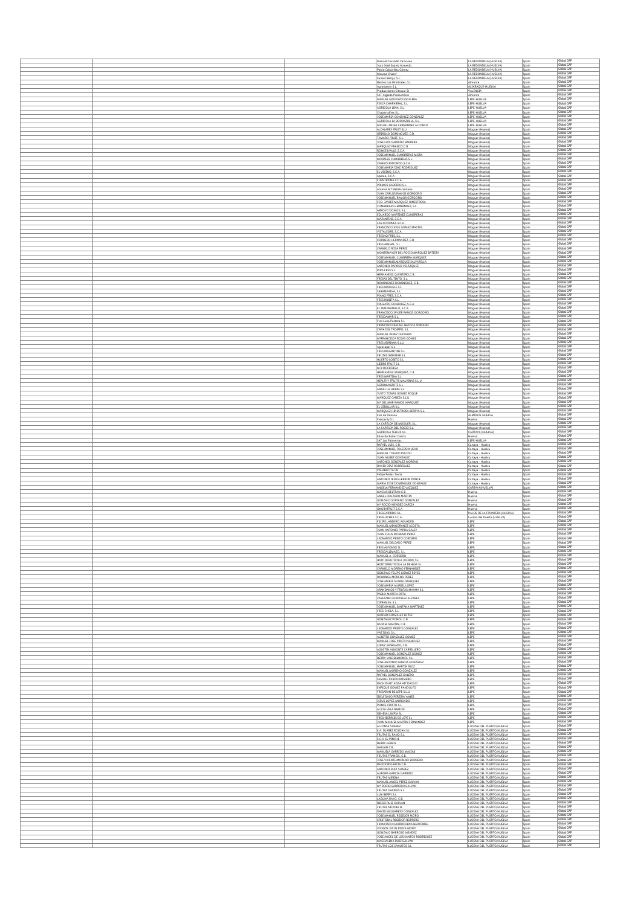| | | Name | Location | Country | Certification |
|---|---|---|---|---|---|
| | | Manuel Castcedo Carrasco | LA REDONDELA (HUELVA) | Spain | Global GAP |
| | | Juan José Suarez Acevedo | LA REDONDELA (HUELVA) | Spain | Global GAP |
| | | Pablo Cabanillas Gómez | LA REDONDELA (HUELVA) | Spain | Global GAP |
| | | Mourad Charef | LA REDONDELA (HUELVA) | Spain | Global GAP |
| | | Sunset Berrys, S.L. | LA REDONDELA (HUELVA) | Spain | Global GAP |
| | | Berries Las Mimbrales, S.L. | Almonte | Spain | Global GAP |
| | | Agromartín S.L. | ALJARAQUE-HUELVA | Spain | Global GAP |
| | | Producciones Citricas SL | VALENCIA | Spain | Global GAP |
| | | SAT Algaida Productores | Almonte | Spain | Global GAP |
| | | MANUEL MOSTAZO ESCALERA | LEPE-HUELVA | Spain | Global GAP |
| | | FINCA CHAPARRAL, S.L. | LEPE-HUELVA | Spain | Global GAP |
| | | AGRICOLA LEPA, S.L. | LEPE-HUELVA | Spain | Global GAP |
| | | Chaparralfres S.L. | LEPE-HUELVA | Spain | Global GAP |
| | | JOSE MARÍA GONZALEZ GONZALEZ | LEPE-HUELVA | Spain | Global GAP |
| | | AGRICOLA LA BORRAZUELA, S.L. | LEPE-HUELVA | Spain | Global GAP |
| | | MIGUEL ANGEL FERNANDEZ ALFONSO | LEPE-HUELVA | Spain | Global GAP |
| | | ALCALARES FRUIT SLU | Moguer (Huelva) | Spain | Global GAP |
| | | GRIÑOLO DOMINGUEZ, C.B. | Moguer (Huelva) | Spain | Global GAP |
| | | TAMARO FRUIT, S.L. | Moguer (Huelva) | Spain | Global GAP |
| | | JOSE LUIS GARRIDO BARRERA | Moguer (Huelva) | Spain | Global GAP |
| | | MARQUEZ FRANCO C.B. | Moguer (Huelva) | Spain | Global GAP |
| | | RONCESVALLE, S.C.A. | Moguer (Huelva) | Spain | Global GAP |
| | | JOSE MANUEL CUMBRERAS MORA | Moguer (Huelva) | Spain | Global GAP |
| | | MORALES CUMBRERAS S.L. | Moguer (Huelva) | Spain | Global GAP |
| | | CABEZO REDONDO S.C.A. | Moguer (Huelva) | Spain | Global GAP |
| | | JOSE MARIA DIAZ RODRIGUEZ | Moguer (Huelva) | Spain | Global GAP |
| | | EL VECINO, S.C.A. | Moguer (Huelva) | Spain | Global GAP |
| | | Aparas, S.C.A. | Moguer (Huelva) | Spain | Global GAP |
| | | FUENTEPIÑA S.C.A. | Moguer (Huelva) | Spain | Global GAP |
| | | PREMOS GARRIDO,S.L. | Moguer (Huelva) | Spain | Global GAP |
| | | Antonio Mª Batista Soriano | Moguer (Huelva) | Spain | Global GAP |
| | | JUAN CARLOS RAMOS GORGONO | Moguer (Huelva) | Spain | Global GAP |
| | | JOSE MANUEL RAMOS GORGONO | Moguer (Huelva) | Spain | Global GAP |
| | | FCO. JAVIER MARQUEZ HINESTROSA | Moguer (Huelva) | Spain | Global GAP |
| | | CUMBRERAS HERNANDEZ, S.L. | Moguer (Huelva) | Spain | Global GAP |
| | | ARROYO DON GIL S.L. | Moguer (Huelva) | Spain | Global GAP |
| | | EDUARDO MARTINEZ CUMBRERAS | Moguer (Huelva) | Spain | Global GAP |
| | | MAZANTINE, S.C.A. | Moguer (Huelva) | Spain | Global GAP |
| | | LAS ACCIONES S.C.A. | Moguer (Huelva) | Spain | Global GAP |
| | | FRANCISCO JOSE GOMEZ MACÍAS | Moguer (Huelva) | Spain | Global GAP |
| | | VISTALEGRE, S.C.A. | Moguer (Huelva) | Spain | Global GAP |
| | | FRESNO FRES, S.L. | Moguer (Huelva) | Spain | Global GAP |
| | | CORDERO HERNANDEZ, C.B. | Moguer (Huelva) | Spain | Global GAP |
| | | FRES ARENAL, S.L. | Moguer (Huelva) | Spain | Global GAP |
| | | CARMELO ROSA PEREZ | Moguer (Huelva) | Spain | Global GAP |
| | | MONTEMAYOR DEL ROCIO MARQUEZ BATISTA | Moguer (Huelva) | Spain | Global GAP |
| | | JOSE MANUEL CUMBRERA MARQUEZ | Moguer (Huelva) | Spain | Global GAP |
| | | JOSE MANUELMARQUEZ SALVATELLA | Moguer (Huelva) | Spain | Global GAP |
| | | ANTONIO RAPOSO VELAZQUEZ | Moguer (Huelva) | Spain | Global GAP |
| | | PEPA FRES S.L. | Moguer (Huelva) | Spain | Global GAP |
| | | HERNANDEZ QUINTERO,C.B. | Moguer (Huelva) | Spain | Global GAP |
| | | FRESAS DEL TINTO, S.L. | Moguer (Huelva) | Spain | Global GAP |
| | | DOMINGUEZ DOMINGUEZ, C.B. | Moguer (Huelva) | Spain | Global GAP |
| | | FRES MARIHELE S.L. | Moguer (Huelva) | Spain | Global GAP |
| | | SARAMPAINA, S.L. | Moguer (Huelva) | Spain | Global GAP |
| | | PIANO FRES, S.C.A. | Moguer (Huelva) | Spain | Global GAP |
| | | FRES RUBITA S.L. | Moguer (Huelva) | Spain | Global GAP |
| | | CRUZADO GONZALEZ, S.C.A. | Moguer (Huelva) | Spain | Global GAP |
| | | EL TEMPRANILLO, S.C.A. | Moguer (Huelva) | Spain | Global GAP |
| | | FRANCISCO JAVIER RAMOS GORGONO | Moguer (Huelva) | Spain | Global GAP |
| | | FRESDIAMAR S.L. | Moguer (Huelva) | Spain | Global GAP |
| | | Fres Luisa Pastora S.L. | Moguer (Huelva) | Spain | Global GAP |
| | | FRANCISCO RAFAEL BATISTA SORIANO | Moguer (Huelva) | Spain | Global GAP |
| | | CAÑA DEL TROMPO, S.L. | Moguer (Huelva) | Spain | Global GAP |
| | | MANUEL PEREZ OLIVARES | Moguer (Huelva) | Spain | Global GAP |
| | | Mª FRANCISCA ROJAS GOMEZ | Moguer (Huelva) | Spain | Global GAP |
| | | FRES ADRIANA S.L.U | Moguer (Huelva) | Spain | Global GAP |
| | | Agroexpel S.L. | Moguer (Huelva) | Spain | Global GAP |
| | | FRES MAZANTINE S.L. | Moguer (Huelva) | Spain | Global GAP |
| | | FRUTAS SERMAFR S.L. | Moguer (Huelva) | Spain | Global GAP |
| | | HUERTO LORETO S.L. | Moguer (Huelva) | Spain | Global GAP |
| | | LIEBRE FRUIT S.L. | Moguer (Huelva) | Spain | Global GAP |
| | | M.R ECOFRESA | Moguer (Huelva) | Spain | Global GAP |
| | | HERNANDEZ MARQUEZ, C.B. | Moguer (Huelva) | Spain | Global GAP |
| | | FRES MARTINA SL | Moguer (Huelva) | Spain | Global GAP |
| | | HEALTHY FRUITS MALVINAS S.L.U | Moguer (Huelva) | Spain | Global GAP |
| | | AGROMANZOTE S.L. | Moguer (Huelva) | Spain | Global GAP |
| | | ANGELLA LIEBRE S.L. | Moguer (Huelva) | Spain | Global GAP |
| | | JUSTO TOMAS GOMEZ ROQUE | Moguer (Huelva) | Spain | Global GAP |
| | | MARQUEZ CABEZA S.L.U | Moguer (Huelva) | Spain | Global GAP |
| | | Mª DEL MAR RAMOS MARQUEZ | Moguer (Huelva) | Spain | Global GAP |
| | | EL CEBOLLAR S.L. | Moguer (Huelva) | Spain | Global GAP |
| | | MARQUEZ HINESTROSA BERRYS S.L. | Moguer (Huelva) | Spain | Global GAP |
| | | Flor de Doñana | ALMONTE HUELVA | Spain | Global GAP |
| | | Fresparity S.L. | Huelva | Spain | Global GAP |
| | | LA CARTUJA DE MOGUER, S.L. | Moguer (Huelva) | Spain | Global GAP |
| | | LA CARTUJA DEL ROCIO S.L. | Moguer (Huelva) | Spain | Global GAP |
| | | AGRICOLA TELLUS S.L. | CARTAYA (HUELVA) | Spain | Global GAP |
| | | Eduardo Baños García | Huelva | Spain | Global GAP |
| | | SAT Las Palmeritas | LEPE-HUELVA | Spain | Global GAP |
| | | RAFAEL LUZS, C.B. | Cartaya - Huelva | Spain | Global GAP |
| | | JOSE MANUEL TOLEDO NUEVO | Cartaya - Huelva | Spain | Global GAP |
| | | MANUEL TOLEDO PULIDO | Cartaya - Huelva | Spain | Global GAP |
| | | JUAN NUÑEZ GONZALEZ | Cartaya - Huelva | Spain | Global GAP |
| | | ANTONIO GONZALEZ MORENO | Cartaya - Huelva | Spain | Global GAP |
| | | DAVID DIAZ RODRIGUEZ | Cartaya - Huelva | Spain | Global GAP |
| | | CALABACITA CB | Cartaya - Huelva | Spain | Global GAP |
| | | Felipe Rodas Tavira | Cartaya - Huelva | Spain | Global GAP |
| | | ANTONIO JESUS LEBRON PONCE | Cartaya - Huelva | Spain | Global GAP |
| | | MARIA JOSE DOMINGUEZ GONZALEZ | Cartaya - Huelva | Spain | Global GAP |
| | | ANGELA FERNANDEZ VAZQUEZ | CARTAYA(HUELVA) | Spain | Global GAP |
| | | MACIAS BELTRAN C.B | Huelva | Spain | Global GAP |
| | | ANGEL CRUZADO MARTIN | Huelva | Spain | Global GAP |
| | | GONZALO SORIANO GONZALEZ | Huelva | Spain | Global GAP |
| | | Mª ROCIO MENDEZ GARCIA | Huelva | Spain | Global GAP |
| | | ONUBAFRUIT S.C.A | Huelva | Spain | Global GAP |
| | | FRESGARRIDO S.L. | PALOS DE LA FRONTERA (HUELVA) | Spain | Global GAP |
| | | FRESLUCENA S.C.A. | Lucena del Puerto (HUELVA) | Spain | Global GAP |
| | | FELIPE LANDERO AGUADED | LEPE | Spain | Global GAP |
| | | MANUEL MONSORANCE ACOSTA | LEPE | Spain | Global GAP |
| | | JUAN ANTONIO PARRA GALEY | LEPE | Spain | Global GAP |
| | | JUAN JESUS MORENO PEREZ | LEPE | Spain | Global GAP |
| | | LEONARDO PRIETO CORDERO | LEPE | Spain | Global GAP |
| | | MANUEL DELGADO PEREZ | LEPE | Spain | Global GAP |
| | | FRES ALFONSO SL | LEPE | Spain | Global GAP |
| | | FRESGALLIMAZO, S.L. | LEPE | Spain | Global GAP |
| | | MANUEL A. CORDERO | LEPE | Spain | Global GAP |
| | | HORTOFRUTICOLA JOFRAN, S.L. | LEPE | Spain | Global GAP |
| | | HORTOFRUTICOLA LA DEHESA SL | LEPE | Spain | Global GAP |
| | | CARMELO MORENO FERNANDEZ | LEPE | Spain | Global GAP |
| | | GONZALO FELIPE GOMEZ REYES | LEPE | Spain | Global GAP |
| | | DOMINGA MORENO PEREZ | LEPE | Spain | Global GAP |
| | | JOSE MARIA MURIEL MARQUEZ | LEPE | Spain | Global GAP |
| | | JOSE MARIA MURIEL LOPEZ | LEPE | Spain | Global GAP |
| | | ARANDANOS Y FRUTAS MAYMA S.L. | LEPE | Spain | Global GAP |
| | | PABLO MARTIN ORTA | LEPE | Spain | Global GAP |
| | | CAYETANO GONZALEZ ALVAREZ | LEPE | Spain | Global GAP |
| | | CEFRAMSA, S.L. | LEPE | Spain | Global GAP |
| | | JOSE MANUEL SANTANA MARTINEZ | LEPE | Spain | Global GAP |
| | | FRES CHELA, S.L. | LEPE | Spain | Global GAP |
| | | GASPAR GONZALEZ LOPEZ | LEPE | Spain | Global GAP |
| | | GONZALEZ PONCE, C.B. | LEPE | Spain | Global GAP |
| | | MURIEL MARTIN, C.B. | LEPE | Spain | Global GAP |
| | | LEONARDO PRIETO GONZALEZ | LEPE | Spain | Global GAP |
| | | VAZ DIAS, S.L. | LEPE | Spain | Global GAP |
| | | ALBERTO GONZALEZ GOMEZ | LEPE | Spain | Global GAP |
| | | MANUEL JOSE PRIETO SANCHEZ | LEPE | Spain | Global GAP |
| | | LOPEZ MORGADO, C.B. | LEPE | Spain | Global GAP |
| | | AGUSTIN ALMONTE CARRILLERO | LEPE | Spain | Global GAP |
| | | JOSE MANUEL GONZALEZ GOMEZ | LEPE | Spain | Global GAP |
| | | BERRY VALDELIMONES, S.L. | LEPE | Spain | Global GAP |
| | | JOSE ANTONIO GRACIA GONZALEZ | LEPE | Spain | Global GAP |
| | | JOSE MANUEL MARTIN RUIZ | LEPE | Spain | Global GAP |
| | | MANUEL MORENO GONZALEZ | LEPE | Spain | Global GAP |
| | | RAFAEL GONZALEZ GALERO | LEPE | Spain | Global GAP |
| | | SAMUEL PARDO ROMERO | LEPE | Spain | Global GAP |
| | | RACHID AIT AISSA AIT DAOUD | LEPE | Spain | Global GAP |
| | | ENRIQUE GOMEZ PANDOLFO | LEPE | Spain | Global GAP |
| | | FRESARAN DE LEPE S.L.U | LEPE | Spain | Global GAP |
| | | IDELFONSO PEREIRA YANES | LEPE | Spain | Global GAP |
| | | JESUS LOPEZ MORGADO | LEPE | Spain | Global GAP |
| | | PONCE CRESTO S.L. | LEPE | Spain | Global GAP |
| | | ALICIA VEGA RAMON | LEPE | Spain | Global GAP |
| | | DEHESA LIMPIA SL | LEPE | Spain | Global GAP |
| | | FRESHBERRIES DE LEPE S.L. | LEPE | Spain | Global GAP |
| | | JUAN MANUEL MARTIN FERNANDEZ | LEPE | Spain | Global GAP |
| | | ALFONSA SUAREZ | LUCENA DEL PUERTO,HUELVA | Spain | Global GAP |
| | | E.A. SUAREZ ROLDAN S.L. | LUCENA DEL PUERTO,HUELVA | Spain | Global GAP |
| | | FRUTAS EL RANO S.L. | LUCENA DEL PUERTO,HUELVA | Spain | Global GAP |
| | | S.C.A. EL PENCHE | LUCENA DEL PUERTO,HUELVA | Spain | Global GAP |
| | | BERRY-LERETE | LUCENA DEL PUERTO,HUELVA | Spain | Global GAP |
| | | GALVAN C.B. | LUCENA DEL PUERTO,HUELVA | Spain | Global GAP |
| | | MANUELA GARRIDO MACIAS | LUCENA DEL PUERTO,HUELVA | Spain | Global GAP |
| | | FRUTAS FRANCIS, C.B. | LUCENA DEL PUERTO,HUELVA | Spain | Global GAP |
| | | JOSE VICENTE MORENO BORRERO | LUCENA DEL PUERTO,HUELVA | Spain | Global GAP |
| | | REGIDOR GARCIA C.B. | LUCENA DEL PUERTO,HUELVA | Spain | Global GAP |
| | | ANTONIO RUIZ SUAREZ | LUCENA DEL PUERTO,HUELVA | Spain | Global GAP |
| | | AURORA GARCIA GARRIDO | LUCENA DEL PUERTO,HUELVA | Spain | Global GAP |
| | | FRUTAS MERINA | LUCENA DEL PUERTO,HUELVA | Spain | Global GAP |
| | | MANUEL ANGEL PEREZ GALVAN | LUCENA DEL PUERTO,HUELVA | Spain | Global GAP |
| | | Mª ROCIO BARROSO GALVAN | LUCENA DEL PUERTO,HUELVA | Spain | Global GAP |
| | | FRUTAS GALINES S.L. | LUCENA DEL PUERTO,HUELVA | Spain | Global GAP |
| | | LUR-BERRY S.L. | LUCENA DEL PUERTO,HUELVA | Spain | Global GAP |
| | | LAGUNA PAVOL C.B. | LUCENA DEL PUERTO,HUELVA | Spain | Global GAP |
| | | DIEGO RUIZ GALVAN | LUCENA DEL PUERTO,HUELVA | Spain | Global GAP |
| | | FRUTAS NECOSA SL | LUCENA DEL PUERTO,HUELVA | Spain | Global GAP |
| | | DAVID MELGAREJO GONZALEZ | LUCENA DEL PUERTO,HUELVA | Spain | Global GAP |
| | | JOSE MANUEL REGIDOR MORO | LUCENA DEL PUERTO,HUELVA | Spain | Global GAP |
| | | CRISTOBAL REGIDOR BORRERO | LUCENA DEL PUERTO,HUELVA | Spain | Global GAP |
| | | FRANCISCO GARROCHENA BARTOMEU | LUCENA DEL PUERTO,HUELVA | Spain | Global GAP |
| | | VICENTE JESUS PEGZA MORO | LUCENA DEL PUERTO,HUELVA | Spain | Global GAP |
| | | GONZALO BARROSO MENDEZ | LUCENA DEL PUERTO,HUELVA | Spain | Global GAP |
| | | JOSE ANGEL DE LOS SANTOS RODRIGUEZ | LUCENA DEL PUERTO,HUELVA | Spain | Global GAP |
| | | MAGDALENA RUIZ GALVAN | LUCENA DEL PUERTO,HUELVA | Spain | Global GAP |
| | | FRUTAS LOS CANUTOS S.L. | LUCENA DEL PUERTO,HUELVA | Spain | Global GAP |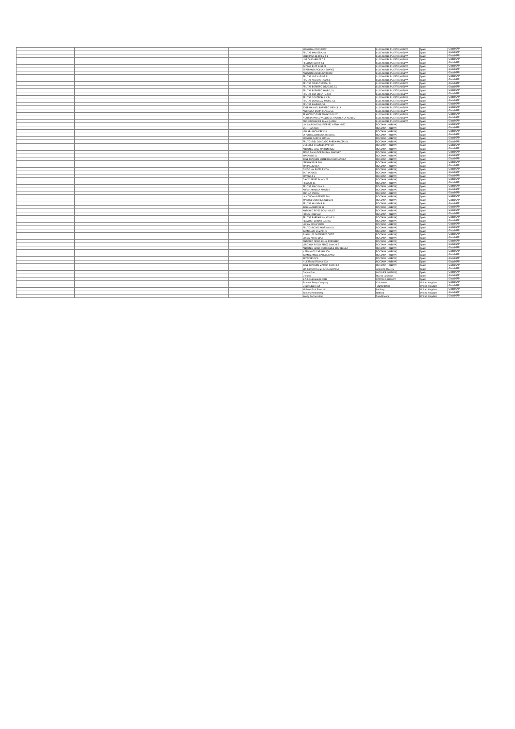| | | | | | |
|---|---|---|---|---|---|
| | | MANUELA VIVAS DIAZ | LUCENA DEL PUERTO,HUELVA | Spain | Global GAP |
| | | FRUTAS MALVERA, S.L | LUCENA DEL PUERTO,HUELVA | Spain | Global GAP |
| | | CHIRRIANA BERRIES, S.L | LUCENA DEL PUERTO,HUELVA | Spain | Global GAP |
| | | LOS CASCABELES C.B | LUCENA DEL PUERTO,HUELVA | Spain | Global GAP |
| | | REGIDOR BERRY S.L | LUCENA DEL PUERTO,HUELVA | Spain | Global GAP |
| | | FATIMA RUIZ SUAREZ | LUCENA DEL PUERTO,HUELVA | Spain | Global GAP |
| | | ESPERANZA ROLDAN SUAREZ | LUCENA DEL PUERTO,HUELVA | Spain | Global GAP |
| | | AGUSTIN GARCIA GARRIDO | LUCENA DEL PUERTO,HUELVA | Spain | Global GAP |
| | | FRUTAS LOS VUELOS S.L | LUCENA DEL PUERTO,HUELVA | Spain | Global GAP |
| | | FRUTAS ANETO CHICO S.L | LUCENA DEL PUERTO,HUELVA | Spain | Global GAP |
| | | FRUTAS OJUELOS PEÑA, S.L. | LUCENA DEL PUERTO,HUELVA | Spain | Global GAP |
| | | FRUTAS BORRERO OJUELOS, S.L | LUCENA DEL PUERTO,HUELVA | Spain | Global GAP |
| | | FRUTAS BORRERO MORO, S.L | LUCENA DEL PUERTO,HUELVA | Spain | Global GAP |
| | | FRUTAS SAN VICENTE, C.B | LUCENA DEL PUERTO,HUELVA | Spain | Global GAP |
| | | FRUTAS CONTRERAS, C.B | LUCENA DEL PUERTO,HUELVA | Spain | Global GAP |
| | | FRUTAS GONZALEZ MORO, S.L | LUCENA DEL PUERTO,HUELVA | Spain | Global GAP |
| | | FRUTAS ZAHILLO, S.L | LUCENA DEL PUERTO,HUELVA | Spain | Global GAP |
| | | JOSE MANUEL BORRERO ORIHUELA | LUCENA DEL PUERTO,HUELVA | Spain | Global GAP |
| | | AGRICOLA MORA REALES S.L | LUCENA DEL PUERTO,HUELVA | Spain | Global GAP |
| | | FRANCISCO JOSE SELGADO RUIZ | LUCENA DEL PUERTO,HUELVA | Spain | Global GAP |
| | | NOUFBAYAN SERVICIOS DE APOYO A LA AGRICU | LUCENA DEL PUERTO,HUELVA | Spain | Global GAP |
| | | ABDERRAHIM ER RAMY QACEM | LUCENA DEL PUERTO,HUELVA | Spain | Global GAP |
| | | LUIS ALFONSO GUTIERREZ HERNANDEZ | ROCIANA (HUELVA) | Spain | Global GAP |
| | | SAT FRANCODI | ROCIANA (HUELVA) | Spain | Global GAP |
| | | VILLABLANCA FRES S.L | ROCIANA (HUELVA) | Spain | Global GAP |
| | | EXPLOTACIONES GARRIDO SL | ROCIANA (HUELVA) | Spain | Global GAP |
| | | MANUEL GARCIA ESPINA | ROCIANA (HUELVA) | Spain | Global GAP |
| | | FRUTOS DEL CONDADO PARRA-MACIAS SL | ROCIANA (HUELVA) | Spain | Global GAP |
| | | DOLORES VALENCIA PASTOR | ROCIANA (HUELVA) | Spain | Global GAP |
| | | ANTONIO JOSE MARTIN RUIZ | ROCIANA (HUELVA) | Spain | Global GAP |
| | | JESUS SALVADOR DURAN SANCHEZ | ROCIANA (HUELVA) | Spain | Global GAP |
| | | MACANOS SL | ROCIANA (HUELVA) | Spain | Global GAP |
| | | JOSE JOAQUIN GUTIERREZ HERNANDEZ | ROCIANA (HUELVA) | Spain | Global GAP |
| | | IBERMARSUR SLU | ROCIANA (HUELVA) | Spain | Global GAP |
| | | MARALEJO SCA | ROCIANA (HUELVA) | Spain | Global GAP |
| | | DIEGO VALENCIA PICON | ROCIANA (HUELVA) | Spain | Global GAP |
| | | SAT RAPOSO | ROCIANA (HUELVA) | Spain | Global GAP |
| | | MAVISA S.L | ROCIANA (HUELVA) | Spain | Global GAP |
| | | DAVID PEREZ SANCHEZ | ROCIANA (HUELVA) | Spain | Global GAP |
| | | PESOCRE SL | ROCIANA (HUELVA) | Spain | Global GAP |
| | | FRUTAS MACLENA SL | ROCIANA (HUELVA) | Spain | Global GAP |
| | | ABRAHAM MEDA AMORÍN | ROCIANA (HUELVA) | Spain | Global GAP |
| | | MIRELA VEREU | ROCIANA (HUELVA) | Spain | Global GAP |
| | | LA CORONA BERRIES SLU | ROCIANA (HUELVA) | Spain | Global GAP |
| | | MANUEL SANCHEZ IGLESIAS | ROCIANA (HUELVA) | Spain | Global GAP |
| | | FRUTAS HUVIDAR SL | ROCIANA (HUELVA) | Spain | Global GAP |
| | | SUSANA BERRIES SL | ROCIANA (HUELVA) | Spain | Global GAP |
| | | ANTONIO REYES DOMINGUEZ | ROCIANA (HUELVA) | Spain | Global GAP |
| | | PICON RUIZ SLU | ROCIANA (HUELVA) | Spain | Global GAP |
| | | FRUTAS PARRALES MACIAS SL | ROCIANA (HUELVA) | Spain | Global GAP |
| | | FLAVIUS FLORIN FLUERAS | ROCIANA (HUELVA) | Spain | Global GAP |
| | | LUIS MACIAS VIEJO | ROCIANA (HUELVA) | Spain | Global GAP |
| | | FRUTOS ROCIO MORIANA S.L | ROCIANA (HUELVA) | Spain | Global GAP |
| | | JUAN LEON CAMACHO | ROCIANA (HUELVA) | Spain | Global GAP |
| | | JUAN LUIS GUTIERREZ ORTIZ | ROCIANA (HUELVA) | Spain | Global GAP |
| | | LUIS MACIAS DIAZ | ROCIANA (HUELVA) | Spain | Global GAP |
| | | ANTONIO JESUS BELLA PERIAÑEZ | ROCIANA (HUELVA) | Spain | Global GAP |
| | | VIRGINIA ROCIO PEREZ SANCHEZ | ROCIANA (HUELVA) | Spain | Global GAP |
| | | ANTONIO JESUS RODRIGUEZ RODRIGUEZ | ROCIANA (HUELVA) | Spain | Global GAP |
| | | HERMANOS CARRAN SCA | ROCIANA (HUELVA) | Spain | Global GAP |
| | | JUAN MANUEL GARCIA CANO | ROCIANA (HUELVA) | Spain | Global GAP |
| | | BETAFRES SCA | ROCIANA (HUELVA) | Spain | Global GAP |
| | | HUERTA MORIANA SCA | ROCIANA (HUELVA) | Spain | Global GAP |
| | | JOSE JOAQUIN MARTIN SANCHEZ | ROCIANA (HUELVA) | Spain | Global GAP |
| | | SURESPORT COMPAÑÍA AGRARIA | Almonte (Huelva) | Spain | Global GAP |
| | | Gaona Fres | MOGUER (HUELVA) | Spain | Global GAP |
| | | Uniland | Blanca (Murcia) | Spain | Global GAP |
| | | S.A.T. Eldorado H-0032 | CARTAYA, HUELVA | Spain | Global GAP |
| | | Summer Berry Company | Chichester | United Kingdom | Global GAP |
| | | Dearnsdale Fruit | Staffordshire | United Kingdom | Global GAP |
| | | Withers Fruit Farm Ltd | Ledbury | United Kingdom | Global GAP |
| | | Tuckers Partnership | Retford | United Kingdom | Global GAP |
| | | Busby Partners Ltd | Swadlincote | United Kingdom | Global GAP |